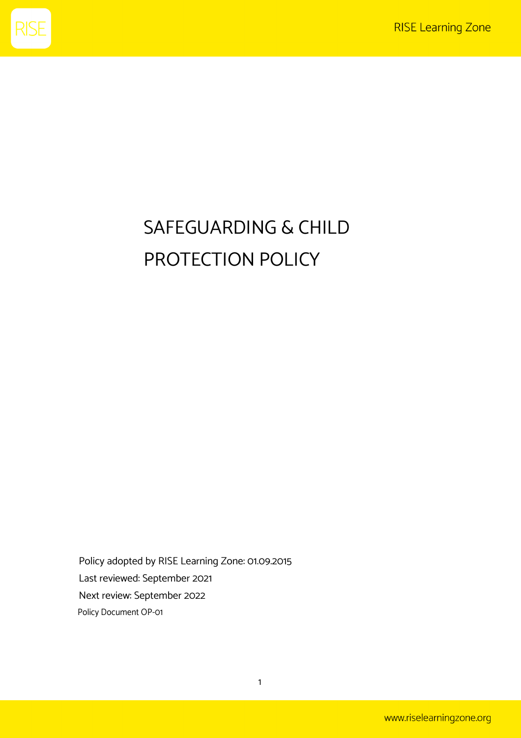# SAFEGUARDING & CHILD PROTECTION POLICY

Policy adopted by RISE Learning Zone: 01.09.2015

Last reviewed: September 2021

Next review: September 2022

Policy Document OP-01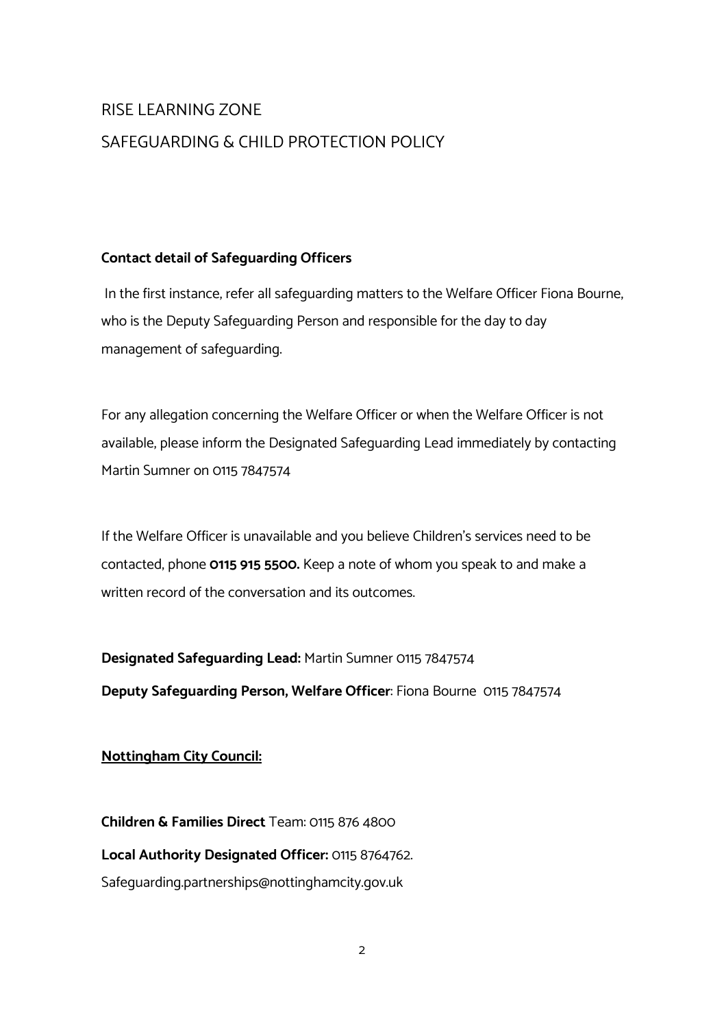# RISE LEARNING ZONE

# SAFEGUARDING & CHILD PROTECTION POLICY

**Contact detail of Safeguarding Officers**

In the first instance, refer all safeguarding matters to the Welfare Officer Fiona Bourne, who is the Deputy Safeguarding Person and responsible for the day to day management of safeguarding.

For any allegation concerning the Welfare Officer or when the Welfare Officer is not available, please inform the Designated Safeguarding Lead immediately by contacting Martin Sumner on 0115 7847574

If the Welfare Officer is unavailable and you believe Children's services need to be contacted, phone **0115 915 5500.** Keep a note of whom you speak to and make a written record of the conversation and its outcomes.

**Designated Safeguarding Lead:** Martin Sumner 0115 7847574

**Deputy Safeguarding Person, Welfare Officer**: Fiona Bourne 0115 7847574

**Nottingham City Council:**

**Children & Families Direct** Team: 0115 876 4800

**Local Authority Designated Officer:** 0115 8764762.

Safeguarding.partnerships@nottinghamcity.gov.uk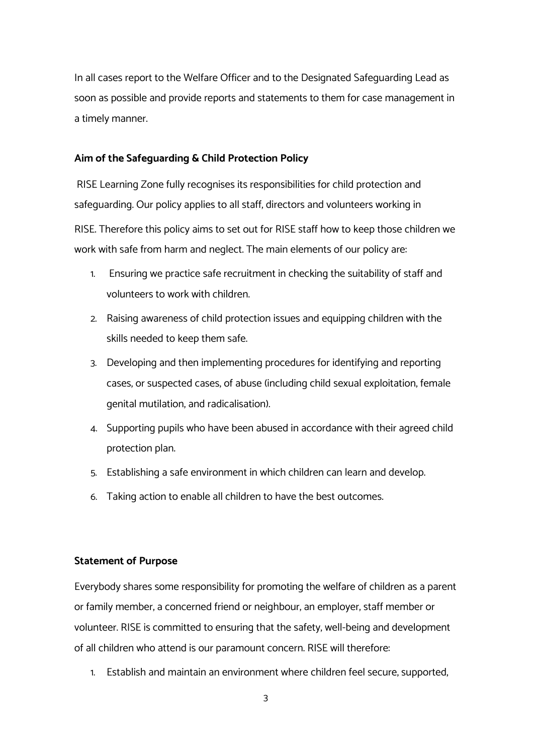In all cases report to the Welfare Officer and to the Designated Safeguarding Lead as soon as possible and provide reports and statements to them for case management in a timely manner.

**Aim of the Safeguarding & Child Protection Policy**

RISE Learning Zone fully recognises its responsibilities for child protection and safeguarding. Our policy applies to all staff, directors and volunteers working in RISE. Therefore this policy aims to set out for RISE staff how to keep those children we work with safe from harm and neglect. The main elements of our policy are:

1. Ensuring we practice safe recruitment in checking the suitability of staff and volunteers to work with children.
2. Raising awareness of child protection issues and equipping children with the skills needed to keep them safe.
3. Developing and then implementing procedures for identifying and reporting cases, or suspected cases, of abuse (including child sexual exploitation, female genital mutilation, and radicalisation).
4. Supporting pupils who have been abused in accordance with their agreed child protection plan.
5. Establishing a safe environment in which children can learn and develop.
6. Taking action to enable all children to have the best outcomes.

**Statement of Purpose**

Everybody shares some responsibility for promoting the welfare of children as a parent or family member, a concerned friend or neighbour, an employer, staff member or volunteer. RISE is committed to ensuring that the safety, well-being and development of all children who attend is our paramount concern. RISE will therefore:

1. Establish and maintain an environment where children feel secure, supported,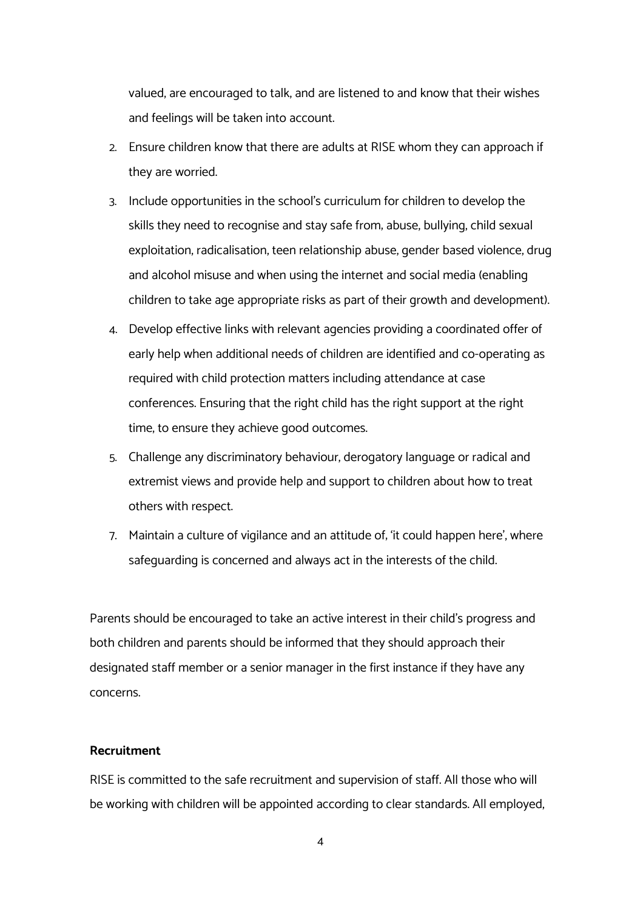valued, are encouraged to talk, and are listened to and know that their wishes and feelings will be taken into account.

2. Ensure children know that there are adults at RISE whom they can approach if they are worried.
3. Include opportunities in the school's curriculum for children to develop the skills they need to recognise and stay safe from, abuse, bullying, child sexual exploitation, radicalisation, teen relationship abuse, gender based violence, drug and alcohol misuse and when using the internet and social media (enabling children to take age appropriate risks as part of their growth and development).
4. Develop effective links with relevant agencies providing a coordinated offer of early help when additional needs of children are identified and co-operating as required with child protection matters including attendance at case conferences. Ensuring that the right child has the right support at the right time, to ensure they achieve good outcomes.
5. Challenge any discriminatory behaviour, derogatory language or radical and extremist views and provide help and support to children about how to treat others with respect.
7. Maintain a culture of vigilance and an attitude of, 'it could happen here', where safeguarding is concerned and always act in the interests of the child.

Parents should be encouraged to take an active interest in their child's progress and both children and parents should be informed that they should approach their designated staff member or a senior manager in the first instance if they have any concerns.

**Recruitment**

RISE is committed to the safe recruitment and supervision of staff. All those who will be working with children will be appointed according to clear standards. All employed,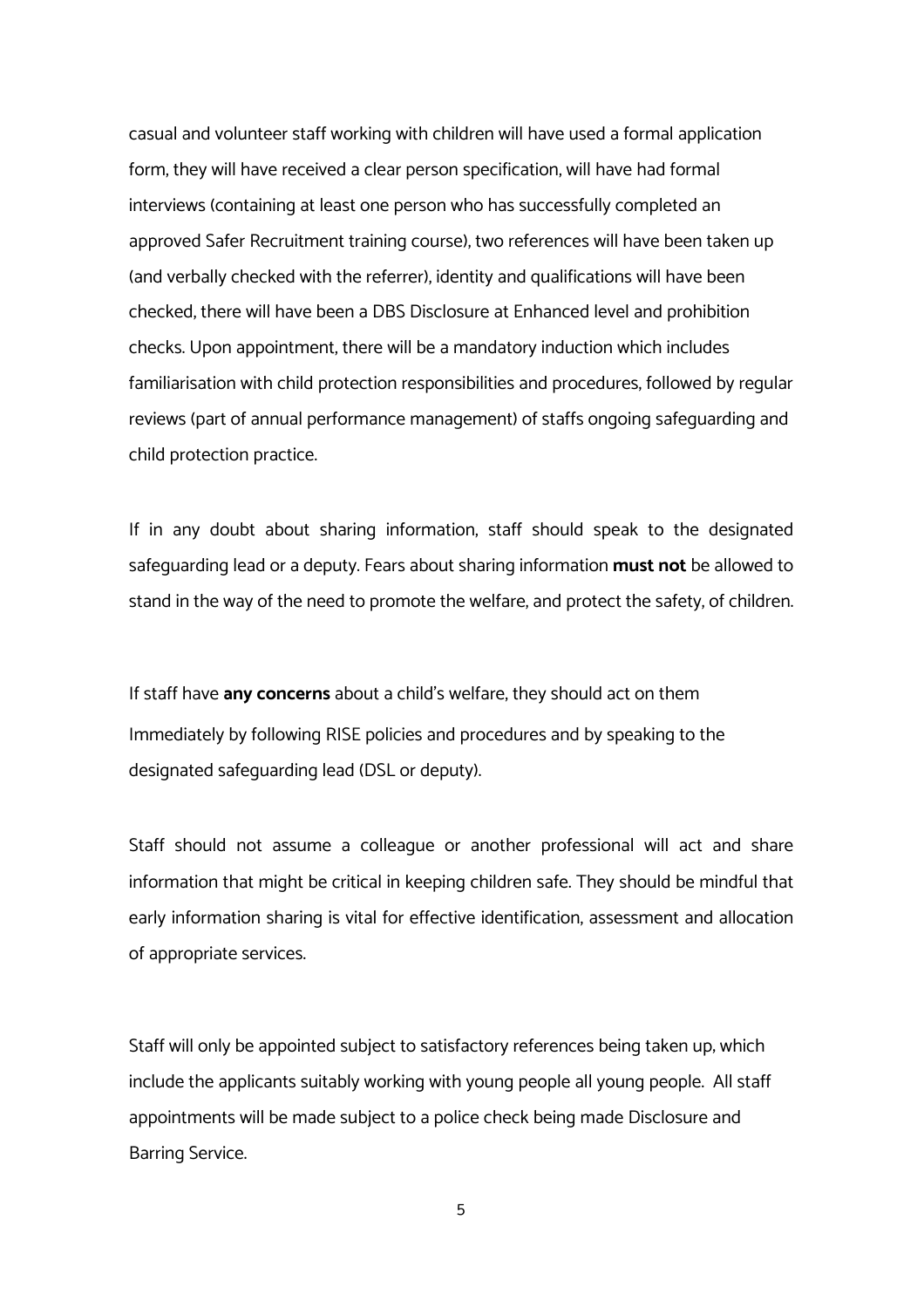casual and volunteer staff working with children will have used a formal application form, they will have received a clear person specification, will have had formal interviews (containing at least one person who has successfully completed an approved Safer Recruitment training course), two references will have been taken up (and verbally checked with the referrer), identity and qualifications will have been checked, there will have been a DBS Disclosure at Enhanced level and prohibition checks. Upon appointment, there will be a mandatory induction which includes familiarisation with child protection responsibilities and procedures, followed by regular reviews (part of annual performance management) of staffs ongoing safeguarding and child protection practice.

If in any doubt about sharing information, staff should speak to the designated safeguarding lead or a deputy. Fears about sharing information **must not** be allowed to stand in the way of the need to promote the welfare, and protect the safety, of children.

If staff have **any concerns** about a child's welfare, they should act on them Immediately by following RISE policies and procedures and by speaking to the designated safeguarding lead (DSL or deputy).

Staff should not assume a colleague or another professional will act and share information that might be critical in keeping children safe. They should be mindful that early information sharing is vital for effective identification, assessment and allocation of appropriate services.

Staff will only be appointed subject to satisfactory references being taken up, which include the applicants suitably working with young people all young people. All staff appointments will be made subject to a police check being made Disclosure and Barring Service.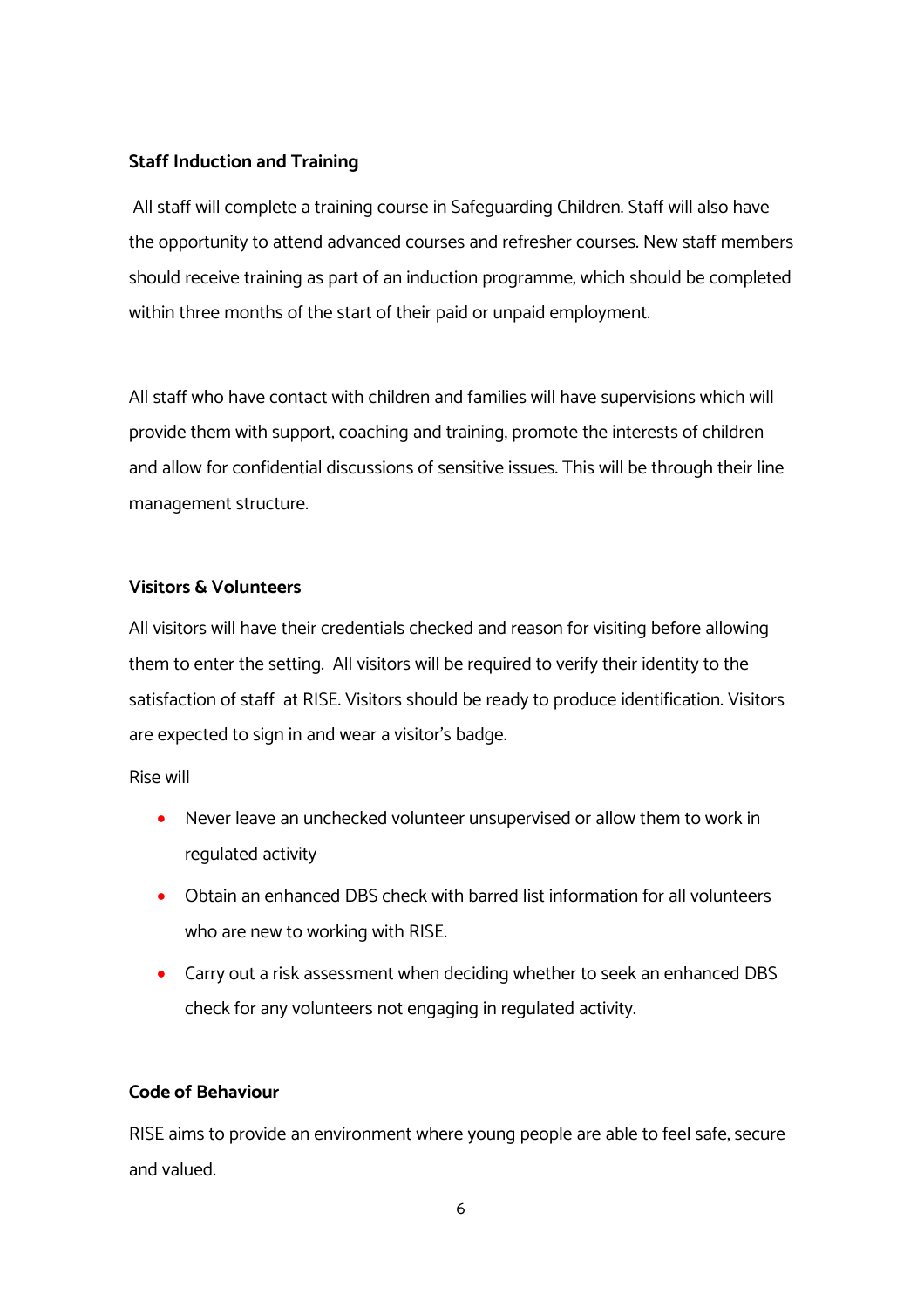**Staff Induction and Training**

All staff will complete a training course in Safeguarding Children. Staff will also have the opportunity to attend advanced courses and refresher courses. New staff members should receive training as part of an induction programme, which should be completed within three months of the start of their paid or unpaid employment.

All staff who have contact with children and families will have supervisions which will provide them with support, coaching and training, promote the interests of children and allow for confidential discussions of sensitive issues. This will be through their line management structure.

**Visitors & Volunteers**

All visitors will have their credentials checked and reason for visiting before allowing them to enter the setting. All visitors will be required to verify their identity to the satisfaction of staff at RISE. Visitors should be ready to produce identification. Visitors are expected to sign in and wear a visitor's badge.

Rise will

- Never leave an unchecked volunteer unsupervised or allow them to work in regulated activity
- Obtain an enhanced DBS check with barred list information for all volunteers who are new to working with RISE.
- Carry out a risk assessment when deciding whether to seek an enhanced DBS check for any volunteers not engaging in regulated activity.

**Code of Behaviour**

RISE aims to provide an environment where young people are able to feel safe, secure and valued.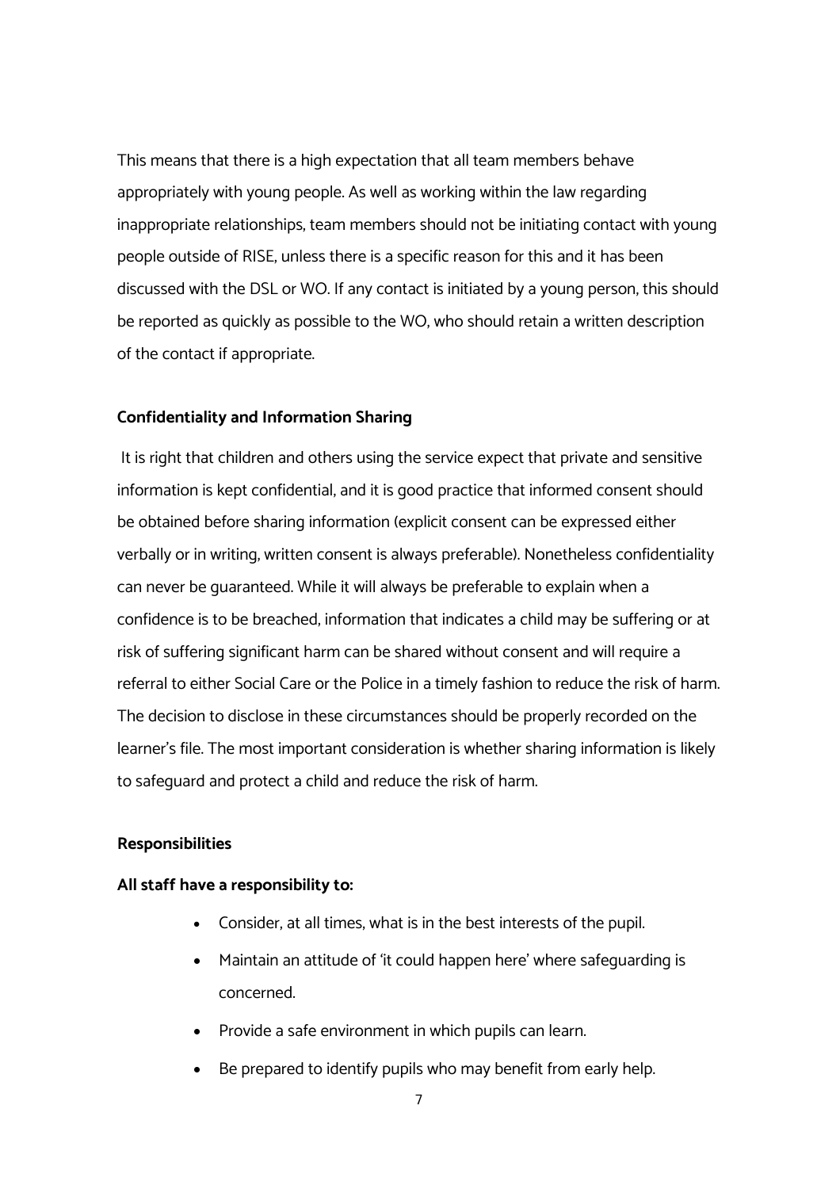This means that there is a high expectation that all team members behave appropriately with young people. As well as working within the law regarding inappropriate relationships, team members should not be initiating contact with young people outside of RISE, unless there is a specific reason for this and it has been discussed with the DSL or WO. If any contact is initiated by a young person, this should be reported as quickly as possible to the WO, who should retain a written description of the contact if appropriate.

**Confidentiality and Information Sharing**

It is right that children and others using the service expect that private and sensitive information is kept confidential, and it is good practice that informed consent should be obtained before sharing information (explicit consent can be expressed either verbally or in writing, written consent is always preferable). Nonetheless confidentiality can never be guaranteed. While it will always be preferable to explain when a confidence is to be breached, information that indicates a child may be suffering or at risk of suffering significant harm can be shared without consent and will require a referral to either Social Care or the Police in a timely fashion to reduce the risk of harm. The decision to disclose in these circumstances should be properly recorded on the learner's file. The most important consideration is whether sharing information is likely to safeguard and protect a child and reduce the risk of harm.

**Responsibilities**

**All staff have a responsibility to:**

- Consider, at all times, what is in the best interests of the pupil.
- Maintain an attitude of 'it could happen here' where safeguarding is concerned.
- Provide a safe environment in which pupils can learn.
- Be prepared to identify pupils who may benefit from early help.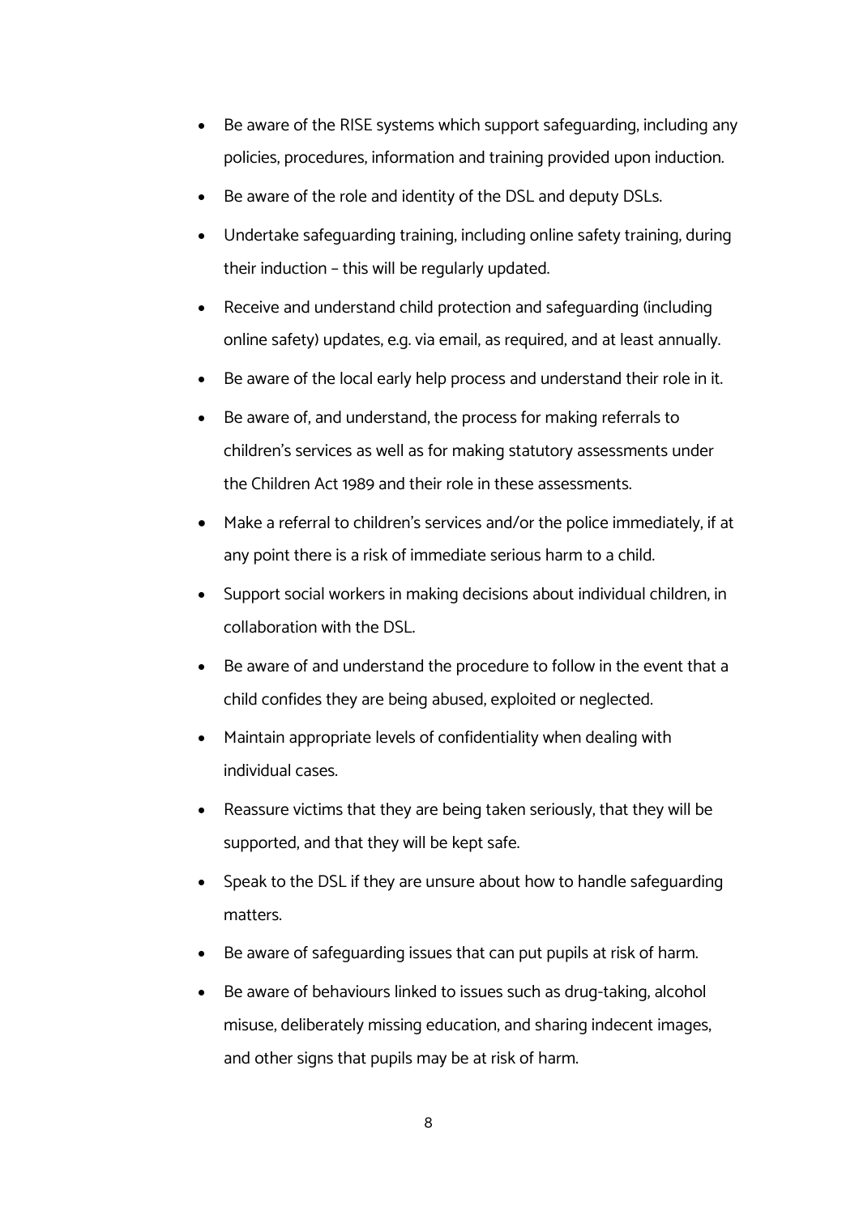- Be aware of the RISE systems which support safeguarding, including any policies, procedures, information and training provided upon induction.
- Be aware of the role and identity of the DSL and deputy DSLs.
- Undertake safeguarding training, including online safety training, during their induction – this will be regularly updated.
- Receive and understand child protection and safeguarding (including online safety) updates, e.g. via email, as required, and at least annually.
- Be aware of the local early help process and understand their role in it.
- Be aware of, and understand, the process for making referrals to children's services as well as for making statutory assessments under the Children Act 1989 and their role in these assessments.
- Make a referral to children's services and/or the police immediately, if at any point there is a risk of immediate serious harm to a child.
- Support social workers in making decisions about individual children, in collaboration with the DSL.
- Be aware of and understand the procedure to follow in the event that a child confides they are being abused, exploited or neglected.
- Maintain appropriate levels of confidentiality when dealing with individual cases.
- Reassure victims that they are being taken seriously, that they will be supported, and that they will be kept safe.
- Speak to the DSL if they are unsure about how to handle safeguarding matters.
- Be aware of safeguarding issues that can put pupils at risk of harm.
- Be aware of behaviours linked to issues such as drug-taking, alcohol misuse, deliberately missing education, and sharing indecent images, and other signs that pupils may be at risk of harm.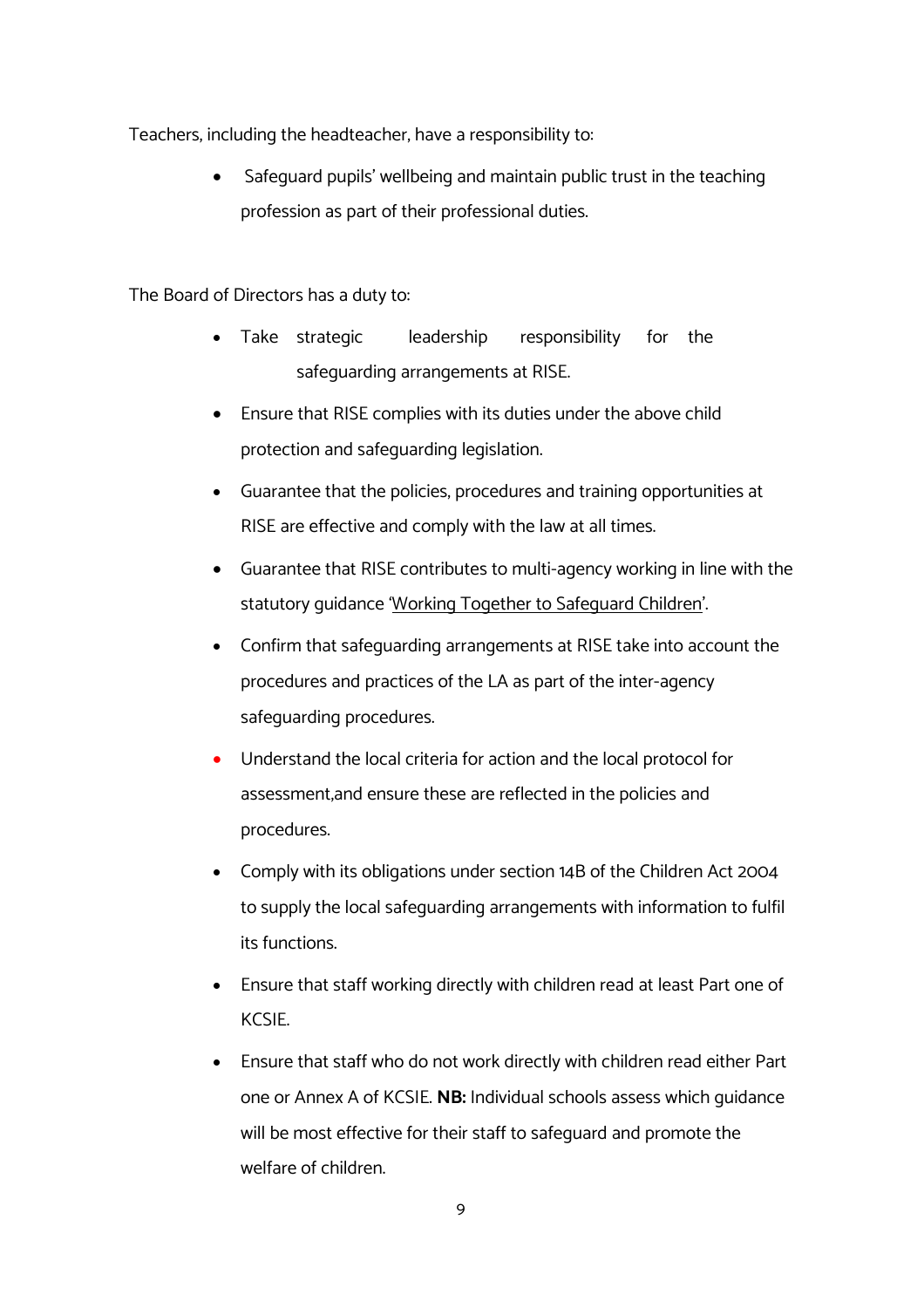Teachers, including the headteacher, have a responsibility to:

- Safeguard pupils' wellbeing and maintain public trust in the teaching profession as part of their professional duties.

The Board of Directors has a duty to:

- Take strategic leadership responsibility for the safeguarding arrangements at RISE.
- Ensure that RISE complies with its duties under the above child protection and safeguarding legislation.
- Guarantee that the policies, procedures and training opportunities at RISE are effective and comply with the law at all times.
- Guarantee that RISE contributes to multi-agency working in line with the statutory guidance 'Working Together to Safeguard Children'.
- Confirm that safeguarding arrangements at RISE take into account the procedures and practices of the LA as part of the inter-agency safeguarding procedures.
- Understand the local criteria for action and the local protocol for assessment,and ensure these are reflected in the policies and procedures.
- Comply with its obligations under section 14B of the Children Act 2004 to supply the local safeguarding arrangements with information to fulfil its functions.
- Ensure that staff working directly with children read at least Part one of KCSIE.
- Ensure that staff who do not work directly with children read either Part one or Annex A of KCSIE. **NB:** Individual schools assess which guidance will be most effective for their staff to safeguard and promote the welfare of children.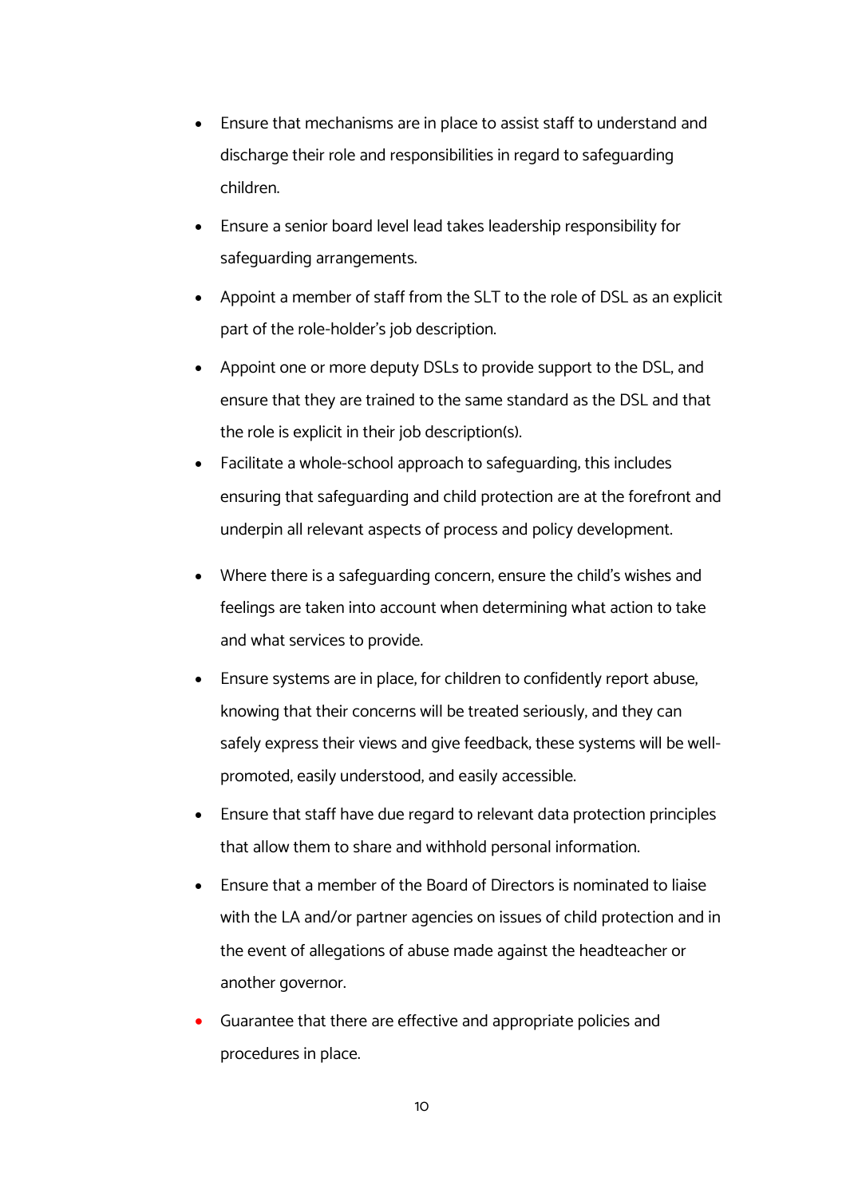- Ensure that mechanisms are in place to assist staff to understand and discharge their role and responsibilities in regard to safeguarding children.
- Ensure a senior board level lead takes leadership responsibility for safeguarding arrangements.
- Appoint a member of staff from the SLT to the role of DSL as an explicit part of the role-holder's job description.
- Appoint one or more deputy DSLs to provide support to the DSL, and ensure that they are trained to the same standard as the DSL and that the role is explicit in their job description(s).
- Facilitate a whole-school approach to safeguarding, this includes ensuring that safeguarding and child protection are at the forefront and underpin all relevant aspects of process and policy development.
- Where there is a safeguarding concern, ensure the child's wishes and feelings are taken into account when determining what action to take and what services to provide.
- Ensure systems are in place, for children to confidently report abuse, knowing that their concerns will be treated seriously, and they can safely express their views and give feedback, these systems will be well-promoted, easily understood, and easily accessible.
- Ensure that staff have due regard to relevant data protection principles that allow them to share and withhold personal information.
- Ensure that a member of the Board of Directors is nominated to liaise with the LA and/or partner agencies on issues of child protection and in the event of allegations of abuse made against the headteacher or another governor.
- Guarantee that there are effective and appropriate policies and procedures in place.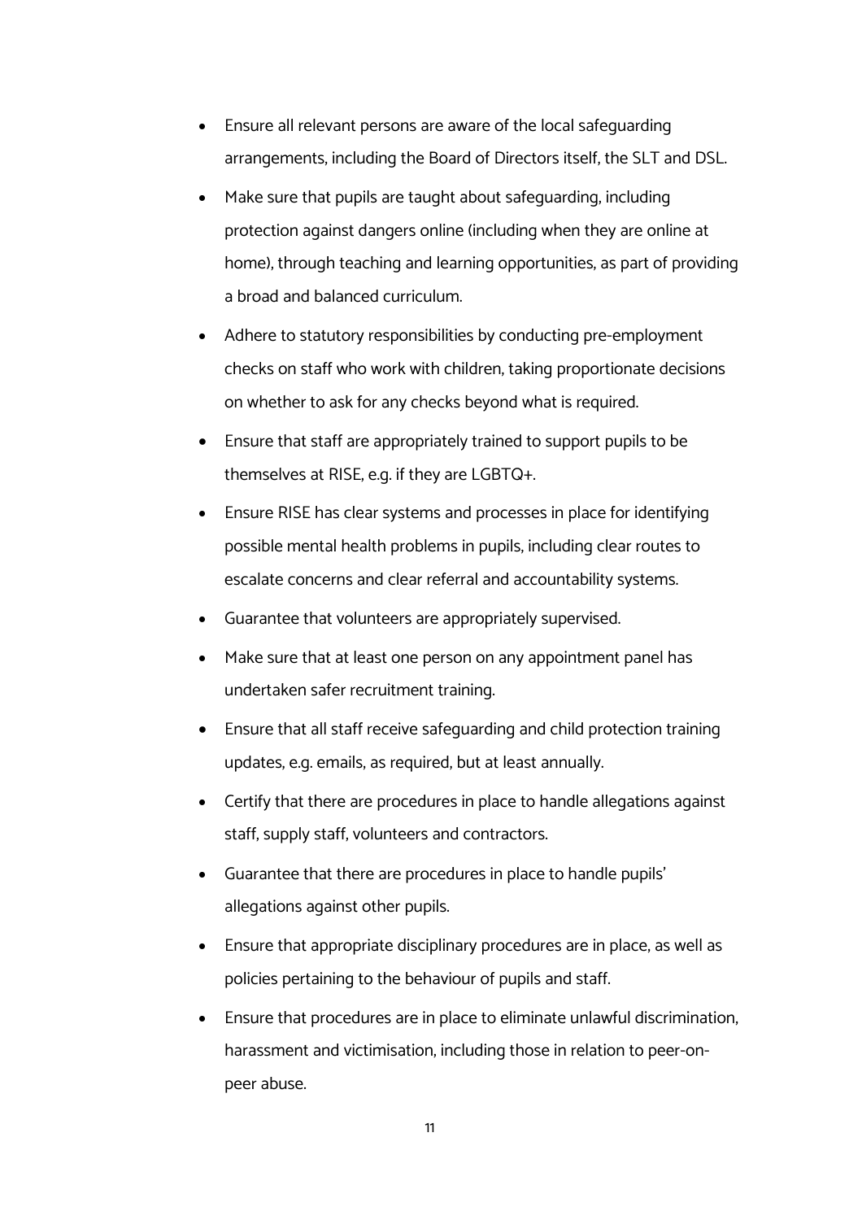- Ensure all relevant persons are aware of the local safeguarding arrangements, including the Board of Directors itself, the SLT and DSL.
- Make sure that pupils are taught about safeguarding, including protection against dangers online (including when they are online at home), through teaching and learning opportunities, as part of providing a broad and balanced curriculum.
- Adhere to statutory responsibilities by conducting pre-employment checks on staff who work with children, taking proportionate decisions on whether to ask for any checks beyond what is required.
- Ensure that staff are appropriately trained to support pupils to be themselves at RISE, e.g. if they are LGBTQ+.
- Ensure RISE has clear systems and processes in place for identifying possible mental health problems in pupils, including clear routes to escalate concerns and clear referral and accountability systems.
- Guarantee that volunteers are appropriately supervised.
- Make sure that at least one person on any appointment panel has undertaken safer recruitment training.
- Ensure that all staff receive safeguarding and child protection training updates, e.g. emails, as required, but at least annually.
- Certify that there are procedures in place to handle allegations against staff, supply staff, volunteers and contractors.
- Guarantee that there are procedures in place to handle pupils' allegations against other pupils.
- Ensure that appropriate disciplinary procedures are in place, as well as policies pertaining to the behaviour of pupils and staff.
- Ensure that procedures are in place to eliminate unlawful discrimination, harassment and victimisation, including those in relation to peer-on-peer abuse.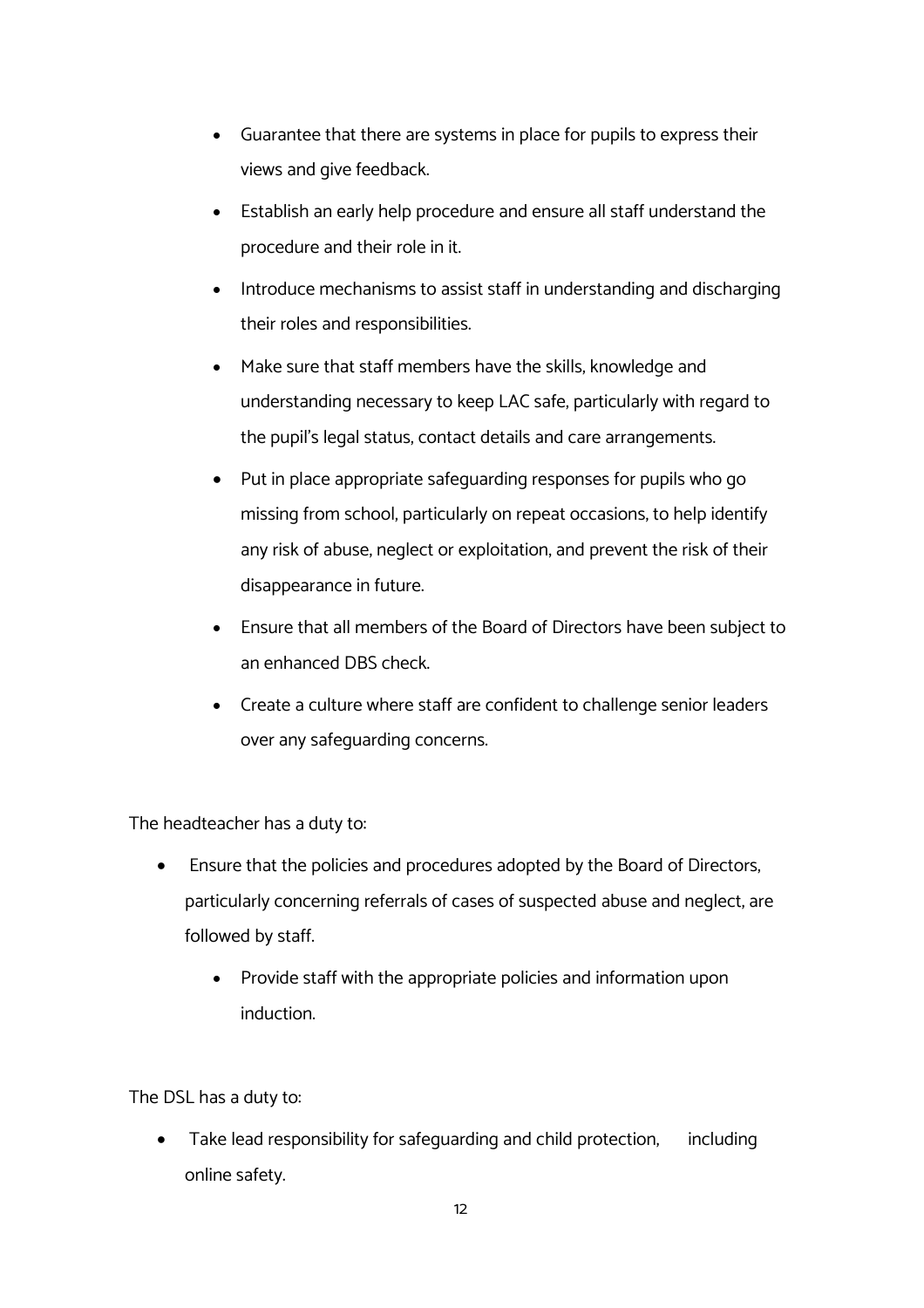- Guarantee that there are systems in place for pupils to express their views and give feedback.
- Establish an early help procedure and ensure all staff understand the procedure and their role in it.
- Introduce mechanisms to assist staff in understanding and discharging their roles and responsibilities.
- Make sure that staff members have the skills, knowledge and understanding necessary to keep LAC safe, particularly with regard to the pupil's legal status, contact details and care arrangements.
- Put in place appropriate safeguarding responses for pupils who go missing from school, particularly on repeat occasions, to help identify any risk of abuse, neglect or exploitation, and prevent the risk of their disappearance in future.
- Ensure that all members of the Board of Directors have been subject to an enhanced DBS check.
- Create a culture where staff are confident to challenge senior leaders over any safeguarding concerns.

The headteacher has a duty to:

- Ensure that the policies and procedures adopted by the Board of Directors, particularly concerning referrals of cases of suspected abuse and neglect, are followed by staff.
    - Provide staff with the appropriate policies and information upon induction.

The DSL has a duty to:

- Take lead responsibility for safeguarding and child protection, including online safety.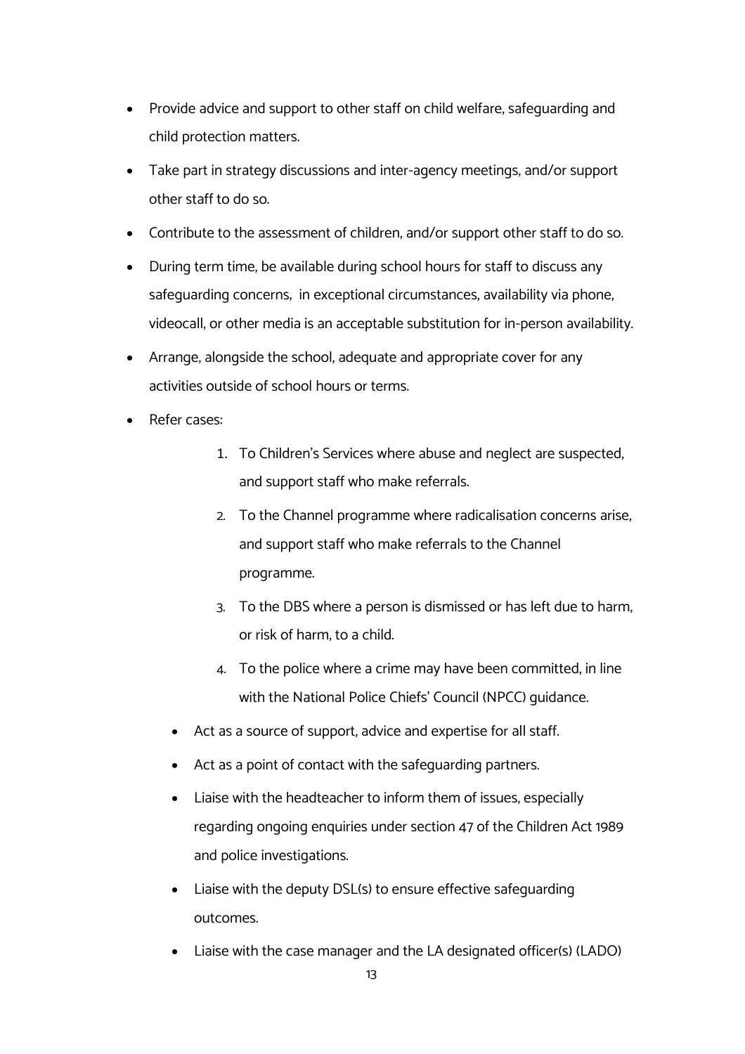- Provide advice and support to other staff on child welfare, safeguarding and child protection matters.
- Take part in strategy discussions and inter-agency meetings, and/or support other staff to do so.
- Contribute to the assessment of children, and/or support other staff to do so.
- During term time, be available during school hours for staff to discuss any safeguarding concerns, in exceptional circumstances, availability via phone, videocall, or other media is an acceptable substitution for in-person availability.
- Arrange, alongside the school, adequate and appropriate cover for any activities outside of school hours or terms.
- Refer cases:
  1. To Children's Services where abuse and neglect are suspected, and support staff who make referrals.
  2. To the Channel programme where radicalisation concerns arise, and support staff who make referrals to the Channel programme.
  3. To the DBS where a person is dismissed or has left due to harm, or risk of harm, to a child.
  4. To the police where a crime may have been committed, in line with the National Police Chiefs' Council (NPCC) guidance.
- Act as a source of support, advice and expertise for all staff.
- Act as a point of contact with the safeguarding partners.
- Liaise with the headteacher to inform them of issues, especially regarding ongoing enquiries under section 47 of the Children Act 1989 and police investigations.
- Liaise with the deputy DSL(s) to ensure effective safeguarding outcomes.
- Liaise with the case manager and the LA designated officer(s) (LADO)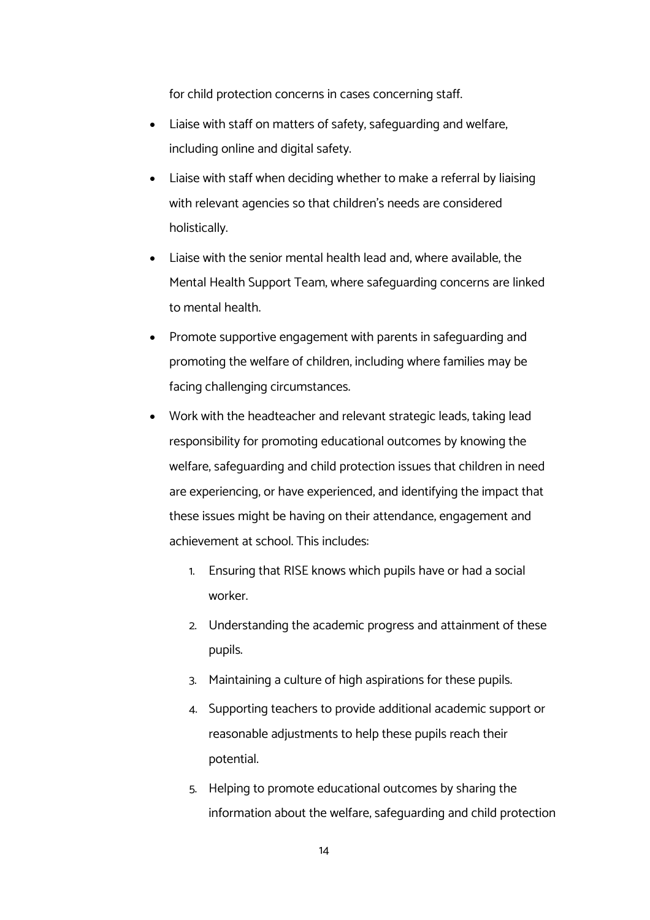for child protection concerns in cases concerning staff.

- Liaise with staff on matters of safety, safeguarding and welfare, including online and digital safety.
- Liaise with staff when deciding whether to make a referral by liaising with relevant agencies so that children's needs are considered holistically.
- Liaise with the senior mental health lead and, where available, the Mental Health Support Team, where safeguarding concerns are linked to mental health.
- Promote supportive engagement with parents in safeguarding and promoting the welfare of children, including where families may be facing challenging circumstances.
- Work with the headteacher and relevant strategic leads, taking lead responsibility for promoting educational outcomes by knowing the welfare, safeguarding and child protection issues that children in need are experiencing, or have experienced, and identifying the impact that these issues might be having on their attendance, engagement and achievement at school. This includes:
    1. Ensuring that RISE knows which pupils have or had a social worker.
    2. Understanding the academic progress and attainment of these pupils.
    3. Maintaining a culture of high aspirations for these pupils.
    4. Supporting teachers to provide additional academic support or reasonable adjustments to help these pupils reach their potential.
    5. Helping to promote educational outcomes by sharing the information about the welfare, safeguarding and child protection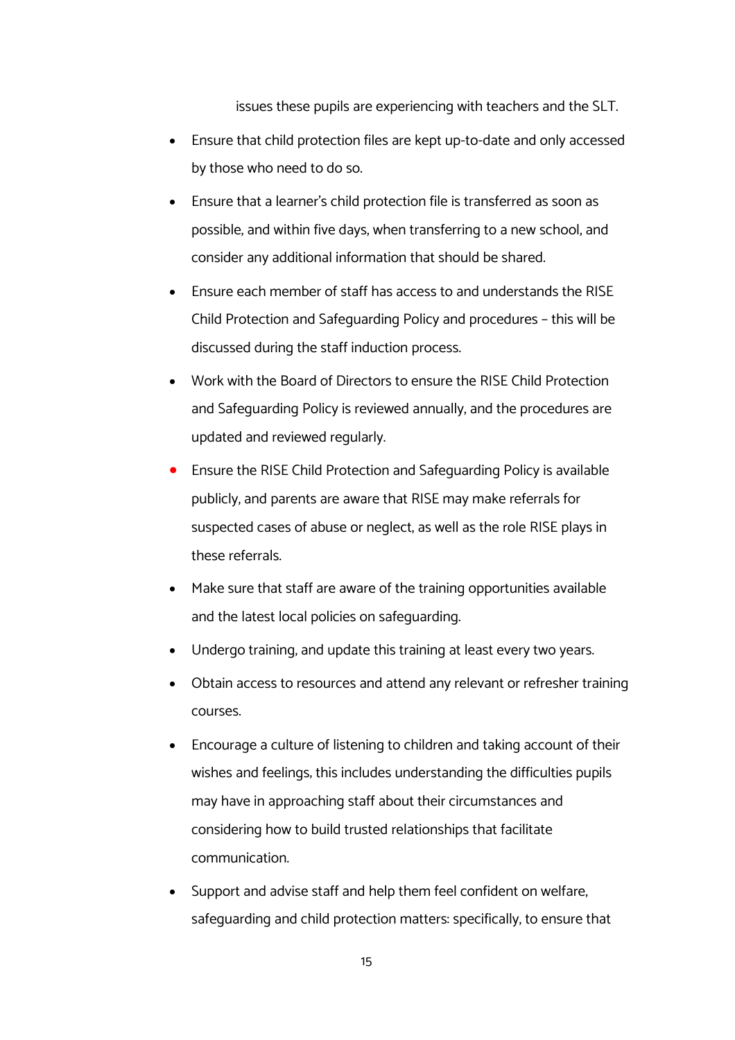issues these pupils are experiencing with teachers and the SLT.

- Ensure that child protection files are kept up-to-date and only accessed by those who need to do so.
- Ensure that a learner's child protection file is transferred as soon as possible, and within five days, when transferring to a new school, and consider any additional information that should be shared.
- Ensure each member of staff has access to and understands the RISE Child Protection and Safeguarding Policy and procedures – this will be discussed during the staff induction process.
- Work with the Board of Directors to ensure the RISE Child Protection and Safeguarding Policy is reviewed annually, and the procedures are updated and reviewed regularly.
- Ensure the RISE Child Protection and Safeguarding Policy is available publicly, and parents are aware that RISE may make referrals for suspected cases of abuse or neglect, as well as the role RISE plays in these referrals.
- Make sure that staff are aware of the training opportunities available and the latest local policies on safeguarding.
- Undergo training, and update this training at least every two years.
- Obtain access to resources and attend any relevant or refresher training courses.
- Encourage a culture of listening to children and taking account of their wishes and feelings, this includes understanding the difficulties pupils may have in approaching staff about their circumstances and considering how to build trusted relationships that facilitate communication.
- Support and advise staff and help them feel confident on welfare, safeguarding and child protection matters: specifically, to ensure that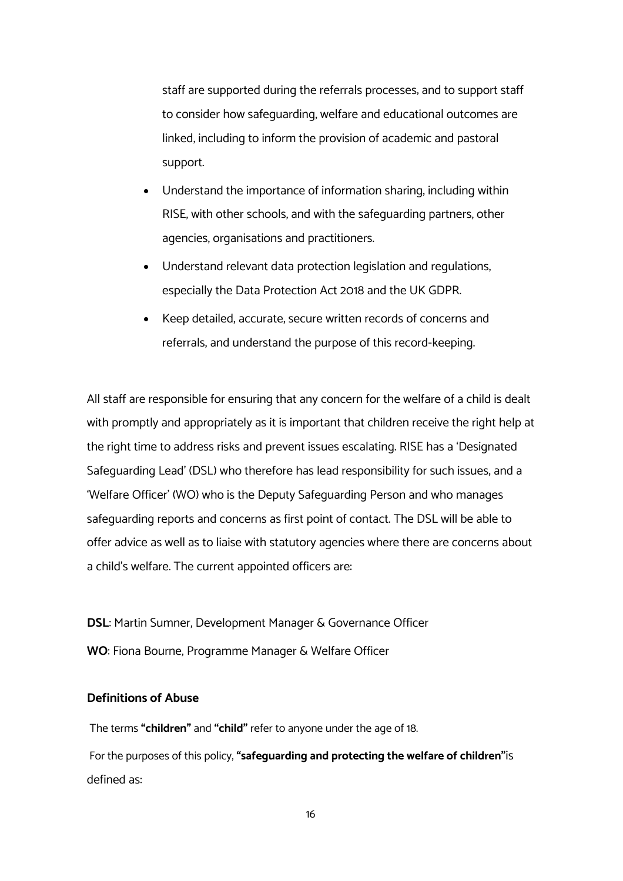staff are supported during the referrals processes, and to support staff to consider how safeguarding, welfare and educational outcomes are linked, including to inform the provision of academic and pastoral support.

- Understand the importance of information sharing, including within RISE, with other schools, and with the safeguarding partners, other agencies, organisations and practitioners.
- Understand relevant data protection legislation and regulations, especially the Data Protection Act 2018 and the UK GDPR.
- Keep detailed, accurate, secure written records of concerns and referrals, and understand the purpose of this record-keeping.

All staff are responsible for ensuring that any concern for the welfare of a child is dealt with promptly and appropriately as it is important that children receive the right help at the right time to address risks and prevent issues escalating. RISE has a 'Designated Safeguarding Lead' (DSL) who therefore has lead responsibility for such issues, and a 'Welfare Officer' (WO) who is the Deputy Safeguarding Person and who manages safeguarding reports and concerns as first point of contact. The DSL will be able to offer advice as well as to liaise with statutory agencies where there are concerns about a child's welfare. The current appointed officers are:

**DSL**: Martin Sumner, Development Manager & Governance Officer

**WO**: Fiona Bourne, Programme Manager & Welfare Officer

### Definitions of Abuse

The terms **"children"** and **"child"** refer to anyone under the age of 18.

For the purposes of this policy, **"safeguarding and protecting the welfare of children"** is defined as: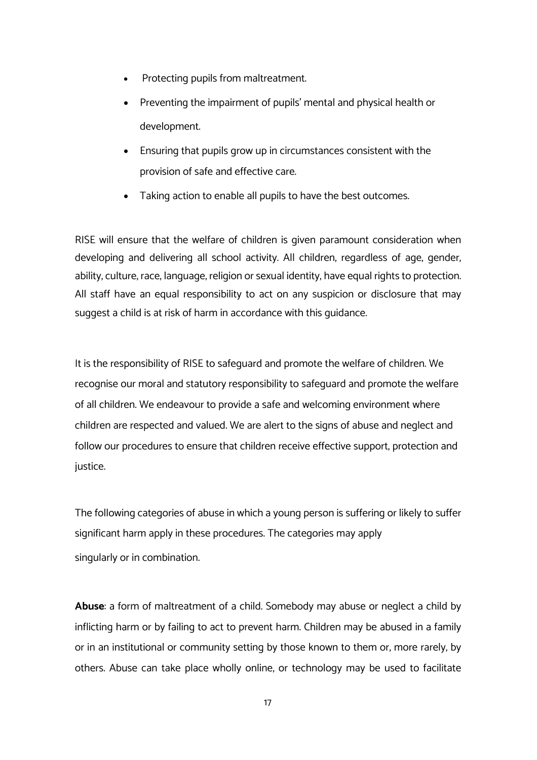- Protecting pupils from maltreatment.
- Preventing the impairment of pupils' mental and physical health or development.
- Ensuring that pupils grow up in circumstances consistent with the provision of safe and effective care.
- Taking action to enable all pupils to have the best outcomes.

RISE will ensure that the welfare of children is given paramount consideration when developing and delivering all school activity. All children, regardless of age, gender, ability, culture, race, language, religion or sexual identity, have equal rights to protection. All staff have an equal responsibility to act on any suspicion or disclosure that may suggest a child is at risk of harm in accordance with this guidance.

It is the responsibility of RISE to safeguard and promote the welfare of children. We recognise our moral and statutory responsibility to safeguard and promote the welfare of all children. We endeavour to provide a safe and welcoming environment where children are respected and valued. We are alert to the signs of abuse and neglect and follow our procedures to ensure that children receive effective support, protection and justice.

The following categories of abuse in which a young person is suffering or likely to suffer significant harm apply in these procedures. The categories may apply singularly or in combination.

**Abuse**: a form of maltreatment of a child. Somebody may abuse or neglect a child by inflicting harm or by failing to act to prevent harm. Children may be abused in a family or in an institutional or community setting by those known to them or, more rarely, by others. Abuse can take place wholly online, or technology may be used to facilitate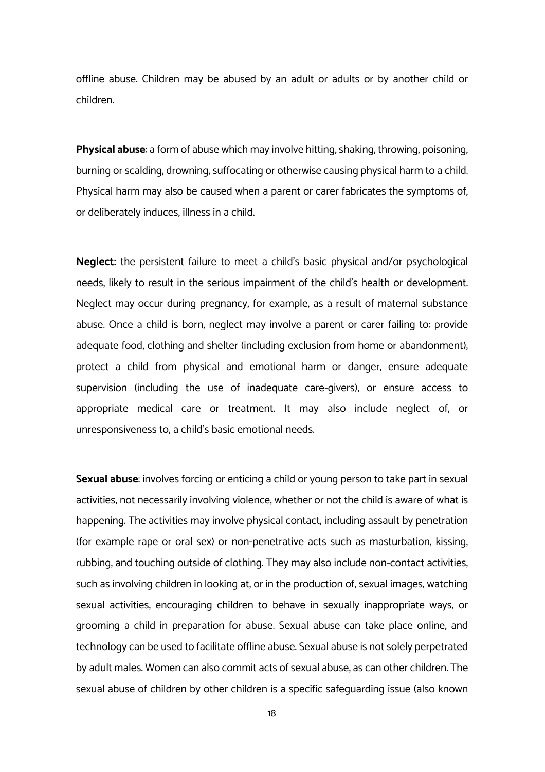offline abuse. Children may be abused by an adult or adults or by another child or children.

**Physical abuse**: a form of abuse which may involve hitting, shaking, throwing, poisoning, burning or scalding, drowning, suffocating or otherwise causing physical harm to a child. Physical harm may also be caused when a parent or carer fabricates the symptoms of, or deliberately induces, illness in a child.

**Neglect:** the persistent failure to meet a child's basic physical and/or psychological needs, likely to result in the serious impairment of the child's health or development. Neglect may occur during pregnancy, for example, as a result of maternal substance abuse. Once a child is born, neglect may involve a parent or carer failing to: provide adequate food, clothing and shelter (including exclusion from home or abandonment), protect a child from physical and emotional harm or danger, ensure adequate supervision (including the use of inadequate care-givers), or ensure access to appropriate medical care or treatment. It may also include neglect of, or unresponsiveness to, a child's basic emotional needs.

**Sexual abuse**: involves forcing or enticing a child or young person to take part in sexual activities, not necessarily involving violence, whether or not the child is aware of what is happening. The activities may involve physical contact, including assault by penetration (for example rape or oral sex) or non-penetrative acts such as masturbation, kissing, rubbing, and touching outside of clothing. They may also include non-contact activities, such as involving children in looking at, or in the production of, sexual images, watching sexual activities, encouraging children to behave in sexually inappropriate ways, or grooming a child in preparation for abuse. Sexual abuse can take place online, and technology can be used to facilitate offline abuse. Sexual abuse is not solely perpetrated by adult males. Women can also commit acts of sexual abuse, as can other children. The sexual abuse of children by other children is a specific safeguarding issue (also known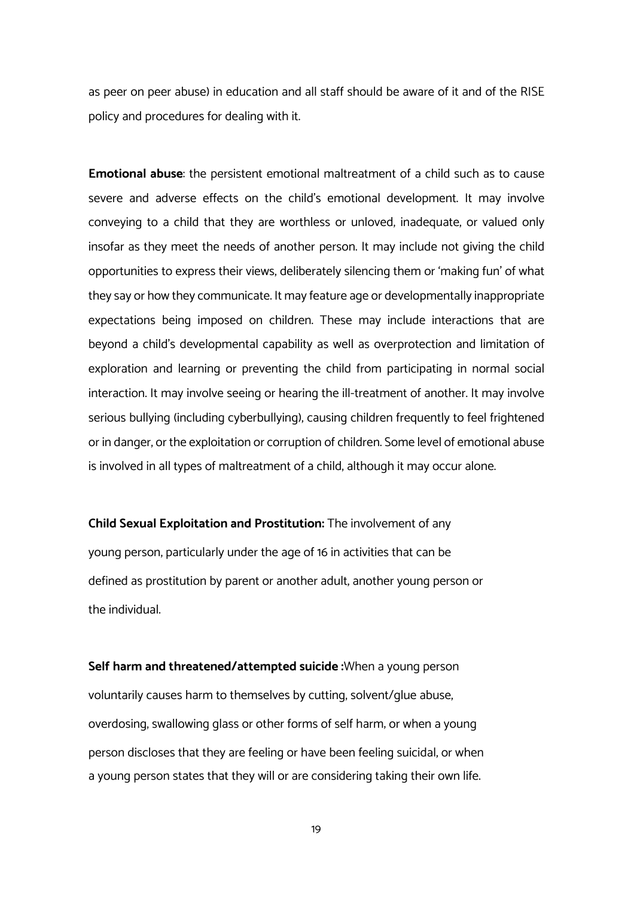as peer on peer abuse) in education and all staff should be aware of it and of the RISE policy and procedures for dealing with it.

**Emotional abuse**: the persistent emotional maltreatment of a child such as to cause severe and adverse effects on the child's emotional development. It may involve conveying to a child that they are worthless or unloved, inadequate, or valued only insofar as they meet the needs of another person. It may include not giving the child opportunities to express their views, deliberately silencing them or 'making fun' of what they say or how they communicate. It may feature age or developmentally inappropriate expectations being imposed on children. These may include interactions that are beyond a child's developmental capability as well as overprotection and limitation of exploration and learning or preventing the child from participating in normal social interaction. It may involve seeing or hearing the ill-treatment of another. It may involve serious bullying (including cyberbullying), causing children frequently to feel frightened or in danger, or the exploitation or corruption of children. Some level of emotional abuse is involved in all types of maltreatment of a child, although it may occur alone.

**Child Sexual Exploitation and Prostitution:** The involvement of any young person, particularly under the age of 16 in activities that can be defined as prostitution by parent or another adult, another young person or the individual.

**Self harm and threatened/attempted suicide :**When a young person voluntarily causes harm to themselves by cutting, solvent/glue abuse, overdosing, swallowing glass or other forms of self harm, or when a young person discloses that they are feeling or have been feeling suicidal, or when a young person states that they will or are considering taking their own life.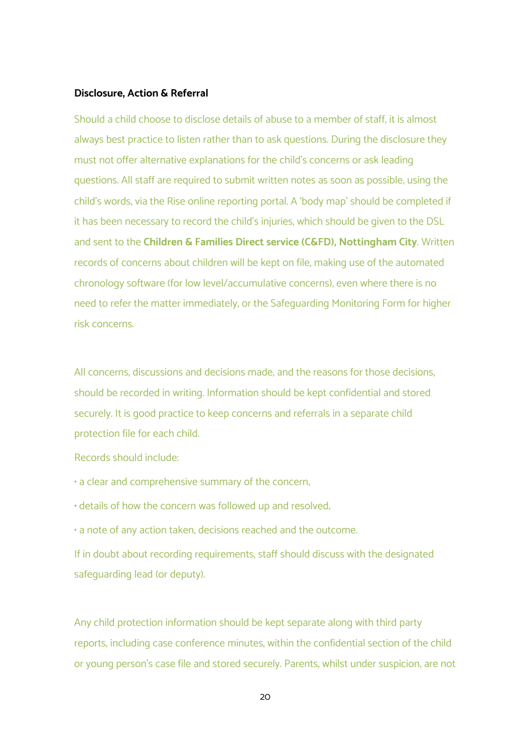**Disclosure, Action & Referral**

Should a child choose to disclose details of abuse to a member of staff, it is almost always best practice to listen rather than to ask questions. During the disclosure they must not offer alternative explanations for the child's concerns or ask leading questions. All staff are required to submit written notes as soon as possible, using the child's words, via the Rise online reporting portal. A 'body map' should be completed if it has been necessary to record the child's injuries, which should be given to the DSL and sent to the **Children & Families Direct service (C&FD), Nottingham City**. Written records of concerns about children will be kept on file, making use of the automated chronology software (for low level/accumulative concerns), even where there is no need to refer the matter immediately, or the Safeguarding Monitoring Form for higher risk concerns.

All concerns, discussions and decisions made, and the reasons for those decisions, should be recorded in writing. Information should be kept confidential and stored securely. It is good practice to keep concerns and referrals in a separate child protection file for each child.

Records should include:

- a clear and comprehensive summary of the concern,
- details of how the concern was followed up and resolved,
- a note of any action taken, decisions reached and the outcome.

If in doubt about recording requirements, staff should discuss with the designated safeguarding lead (or deputy).

Any child protection information should be kept separate along with third party reports, including case conference minutes, within the confidential section of the child or young person's case file and stored securely. Parents, whilst under suspicion, are not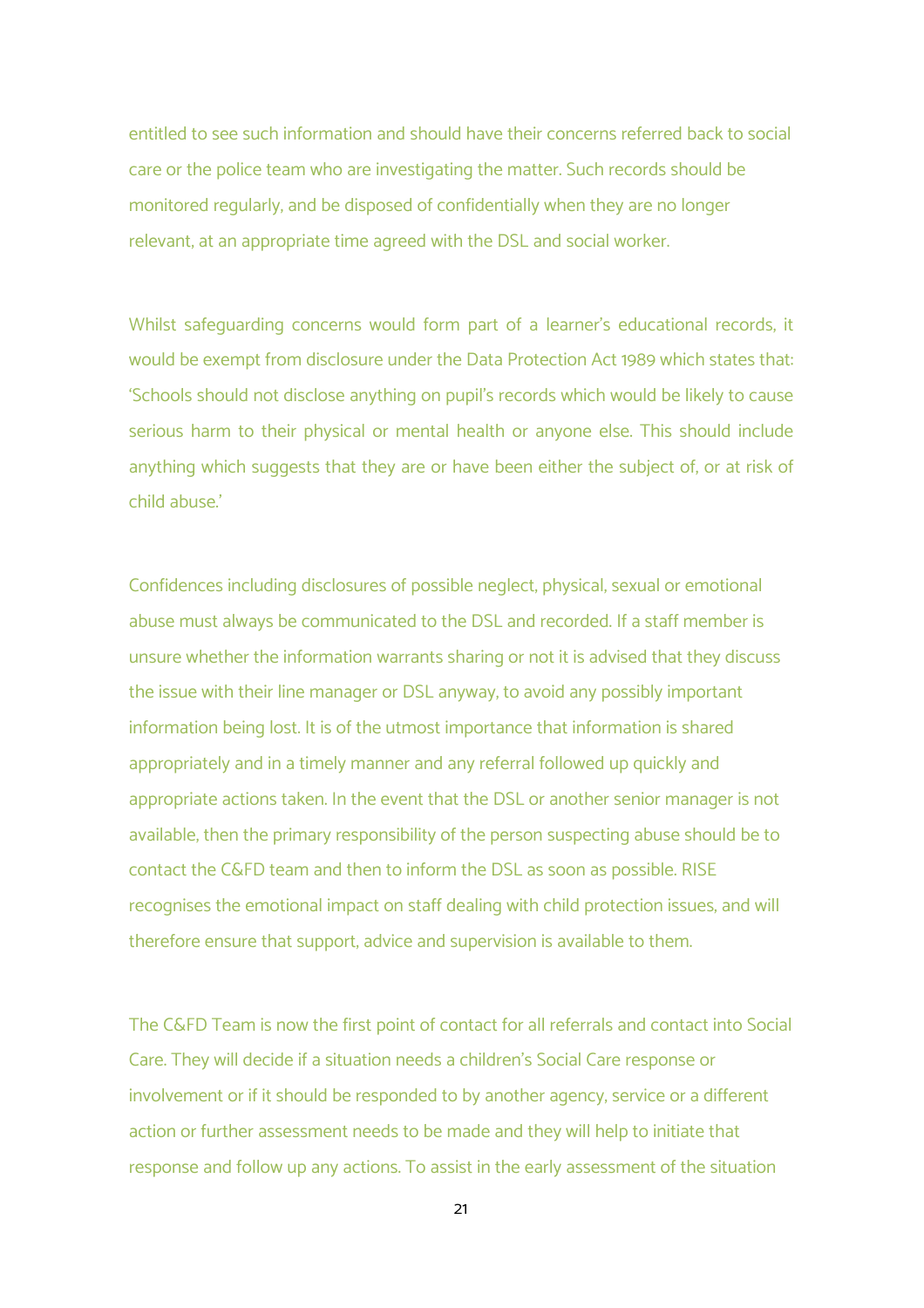entitled to see such information and should have their concerns referred back to social care or the police team who are investigating the matter. Such records should be monitored regularly, and be disposed of confidentially when they are no longer relevant, at an appropriate time agreed with the DSL and social worker.

Whilst safeguarding concerns would form part of a learner's educational records, it would be exempt from disclosure under the Data Protection Act 1989 which states that: 'Schools should not disclose anything on pupil's records which would be likely to cause serious harm to their physical or mental health or anyone else. This should include anything which suggests that they are or have been either the subject of, or at risk of child abuse.'

Confidences including disclosures of possible neglect, physical, sexual or emotional abuse must always be communicated to the DSL and recorded. If a staff member is unsure whether the information warrants sharing or not it is advised that they discuss the issue with their line manager or DSL anyway, to avoid any possibly important information being lost. It is of the utmost importance that information is shared appropriately and in a timely manner and any referral followed up quickly and appropriate actions taken. In the event that the DSL or another senior manager is not available, then the primary responsibility of the person suspecting abuse should be to contact the C&FD team and then to inform the DSL as soon as possible. RISE recognises the emotional impact on staff dealing with child protection issues, and will therefore ensure that support, advice and supervision is available to them.

The C&FD Team is now the first point of contact for all referrals and contact into Social Care. They will decide if a situation needs a children's Social Care response or involvement or if it should be responded to by another agency, service or a different action or further assessment needs to be made and they will help to initiate that response and follow up any actions. To assist in the early assessment of the situation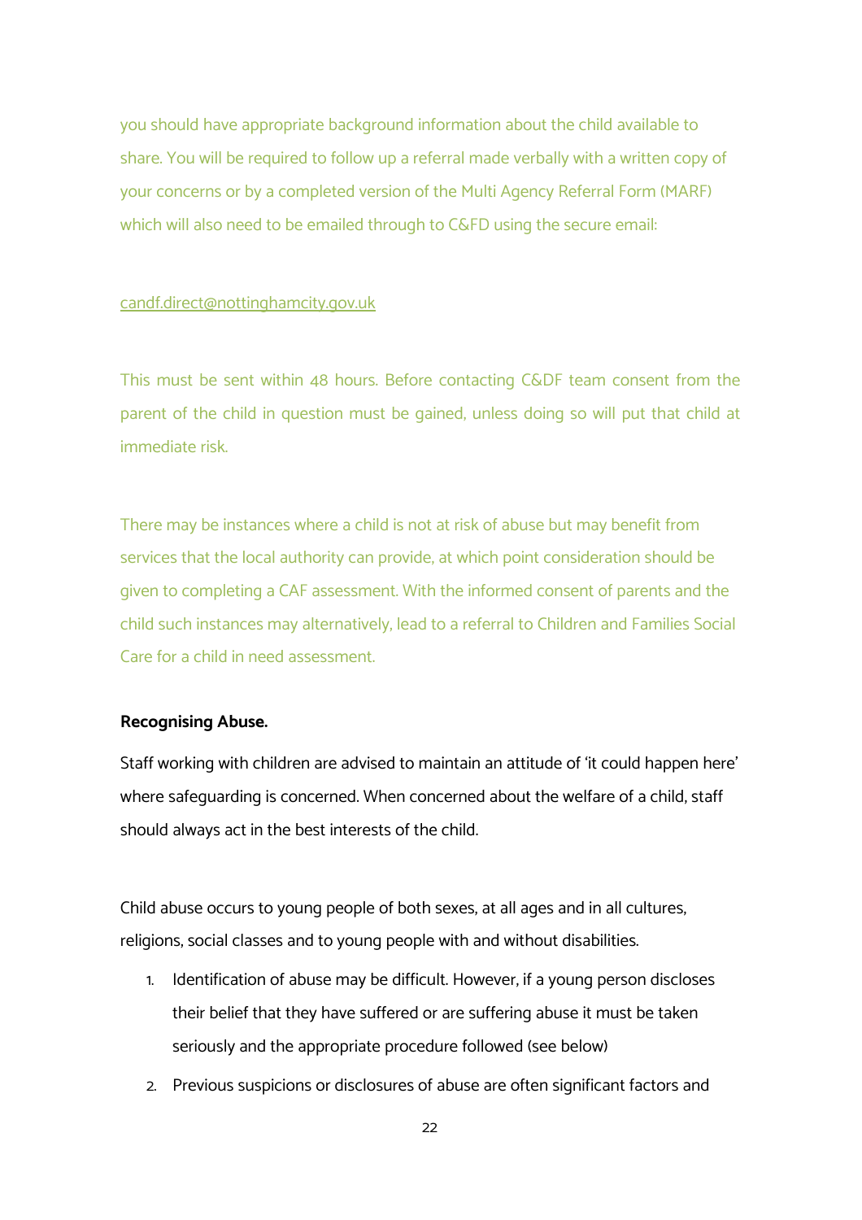you should have appropriate background information about the child available to share. You will be required to follow up a referral made verbally with a written copy of your concerns or by a completed version of the Multi Agency Referral Form (MARF) which will also need to be emailed through to C&FD using the secure email:

candf.direct@nottinghamcity.gov.uk

This must be sent within 48 hours. Before contacting C&DF team consent from the parent of the child in question must be gained, unless doing so will put that child at immediate risk.

There may be instances where a child is not at risk of abuse but may benefit from services that the local authority can provide, at which point consideration should be given to completing a CAF assessment. With the informed consent of parents and the child such instances may alternatively, lead to a referral to Children and Families Social Care for a child in need assessment.

**Recognising Abuse.**

Staff working with children are advised to maintain an attitude of 'it could happen here' where safeguarding is concerned. When concerned about the welfare of a child, staff should always act in the best interests of the child.

Child abuse occurs to young people of both sexes, at all ages and in all cultures, religions, social classes and to young people with and without disabilities.

1. Identification of abuse may be difficult. However, if a young person discloses their belief that they have suffered or are suffering abuse it must be taken seriously and the appropriate procedure followed (see below)
2. Previous suspicions or disclosures of abuse are often significant factors and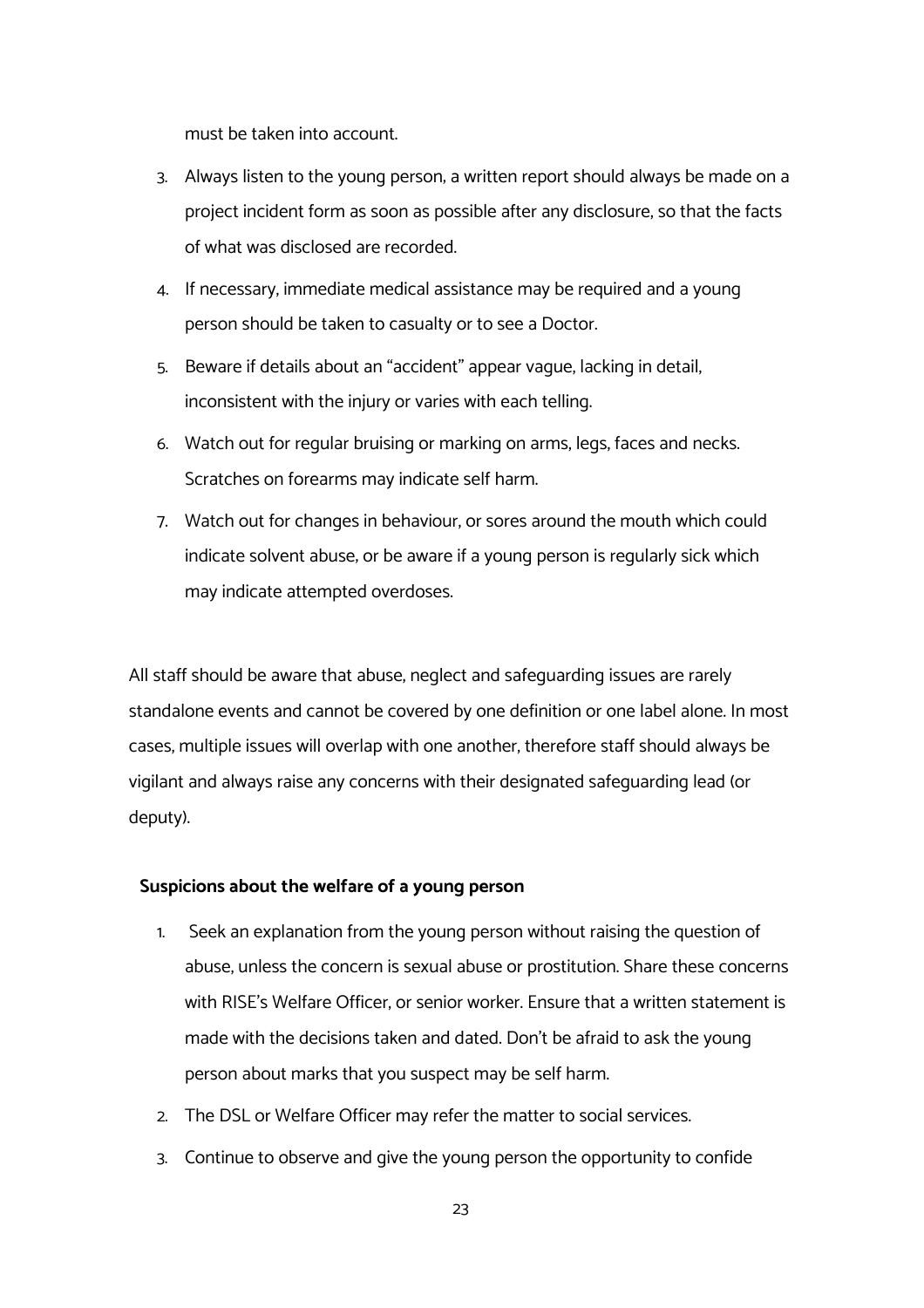must be take into account.

3. Always listen to the young person, a written report should always be made on a project incident form as soon as possible after any disclosure, so that the facts of what was disclosed are recorded.
4. If necessary, immediate medical assistance may be required and a young person should be taken to casualty or to see a Doctor.
5. Beware if details about an "accident" appear vague, lacking in detail, inconsistent with the injury or varies with each telling.
6. Watch out for regular bruising or marking on arms, legs, faces and necks. Scratches on forearms may indicate self harm.
7. Watch out for changes in behaviour, or sores around the mouth which could indicate solvent abuse, or be aware if a young person is regularly sick which may indicate attempted overdoses.

All staff should be aware that abuse, neglect and safeguarding issues are rarely standalone events and cannot be covered by one definition or one label alone. In most cases, multiple issues will overlap with one another, therefore staff should always be vigilant and always raise any concerns with their designated safeguarding lead (or deputy).

**Suspicions about the welfare of a young person**

1. Seek an explanation from the young person without raising the question of abuse, unless the concern is sexual abuse or prostitution. Share these concerns with RISE's Welfare Officer, or senior worker. Ensure that a written statement is made with the decisions taken and dated. Don't be afraid to ask the young person about marks that you suspect may be self harm.
2. The DSL or Welfare Officer may refer the matter to social services.
3. Continue to observe and give the young person the opportunity to confide

must be taken into account.

3. Always listen to the young person, a written report should always be made on a project incident form as soon as possible after any disclosure, so that the facts of what was disclosed are recorded.
4. If necessary, immediate medical assistance may be required and a young person should be taken to casualty or to see a Doctor.
5. Beware if details about an "accident" appear vague, lacking in detail, inconsistent with the injury or varies with each telling.
6. Watch out for regular bruising or marking on arms, legs, faces and necks. Scratches on forearms may indicate self harm.
7. Watch out for changes in behaviour, or sores around the mouth which could indicate solvent abuse, or be aware if a young person is regularly sick which may indicate attempted overdoses.

All staff should be aware that abuse, neglect and safeguarding issues are rarely standalone events and cannot be covered by one definition or one label alone. In most cases, multiple issues will overlap with one another, therefore staff should always be vigilant and always raise any concerns with their designated safeguarding lead (or deputy).

**Suspicions about the welfare of a young person**

1. Seek an explanation from the young person without raising the question of abuse, unless the concern is sexual abuse or prostitution. Share these concerns with RISE's Welfare Officer, or senior worker. Ensure that a written statement is made with the decisions taken and dated. Don't be afraid to ask the young person about marks that you suspect may be self harm.
2. The DSL or Welfare Officer may refer the matter to social services.
3. Continue to observe and give the young person the opportunity to confide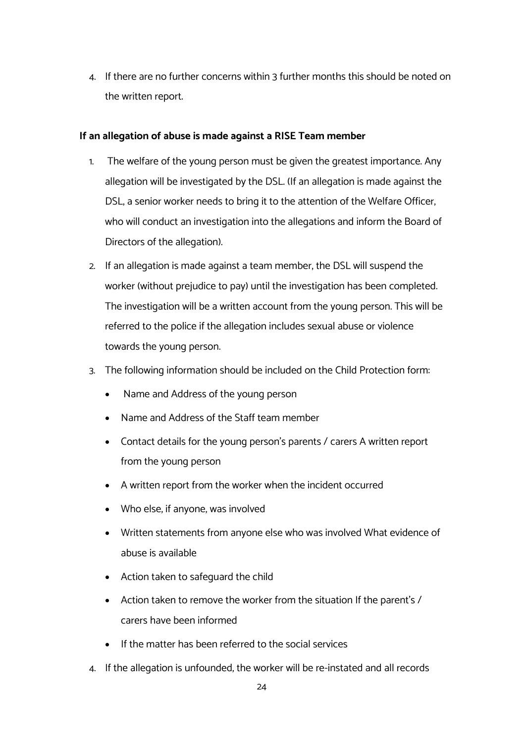4. If there are no further concerns within 3 further months this should be noted on the written report.

**If an allegation of abuse is made against a RISE Team member**

1. The welfare of the young person must be given the greatest importance. Any allegation will be investigated by the DSL. (If an allegation is made against the DSL, a senior worker needs to bring it to the attention of the Welfare Officer, who will conduct an investigation into the allegations and inform the Board of Directors of the allegation).
2. If an allegation is made against a team member, the DSL will suspend the worker (without prejudice to pay) until the investigation has been completed. The investigation will be a written account from the young person. This will be referred to the police if the allegation includes sexual abuse or violence towards the young person.
3. The following information should be included on the Child Protection form:
    - Name and Address of the young person
    - Name and Address of the Staff team member
    - Contact details for the young person's parents / carers A written report from the young person
    - A written report from the worker when the incident occurred
    - Who else, if anyone, was involved
    - Written statements from anyone else who was involved What evidence of abuse is available
    - Action taken to safeguard the child
    - Action taken to remove the worker from the situation If the parent's / carers have been informed
    - If the matter has been referred to the social services
4. If the allegation is unfounded, the worker will be re-instated and all records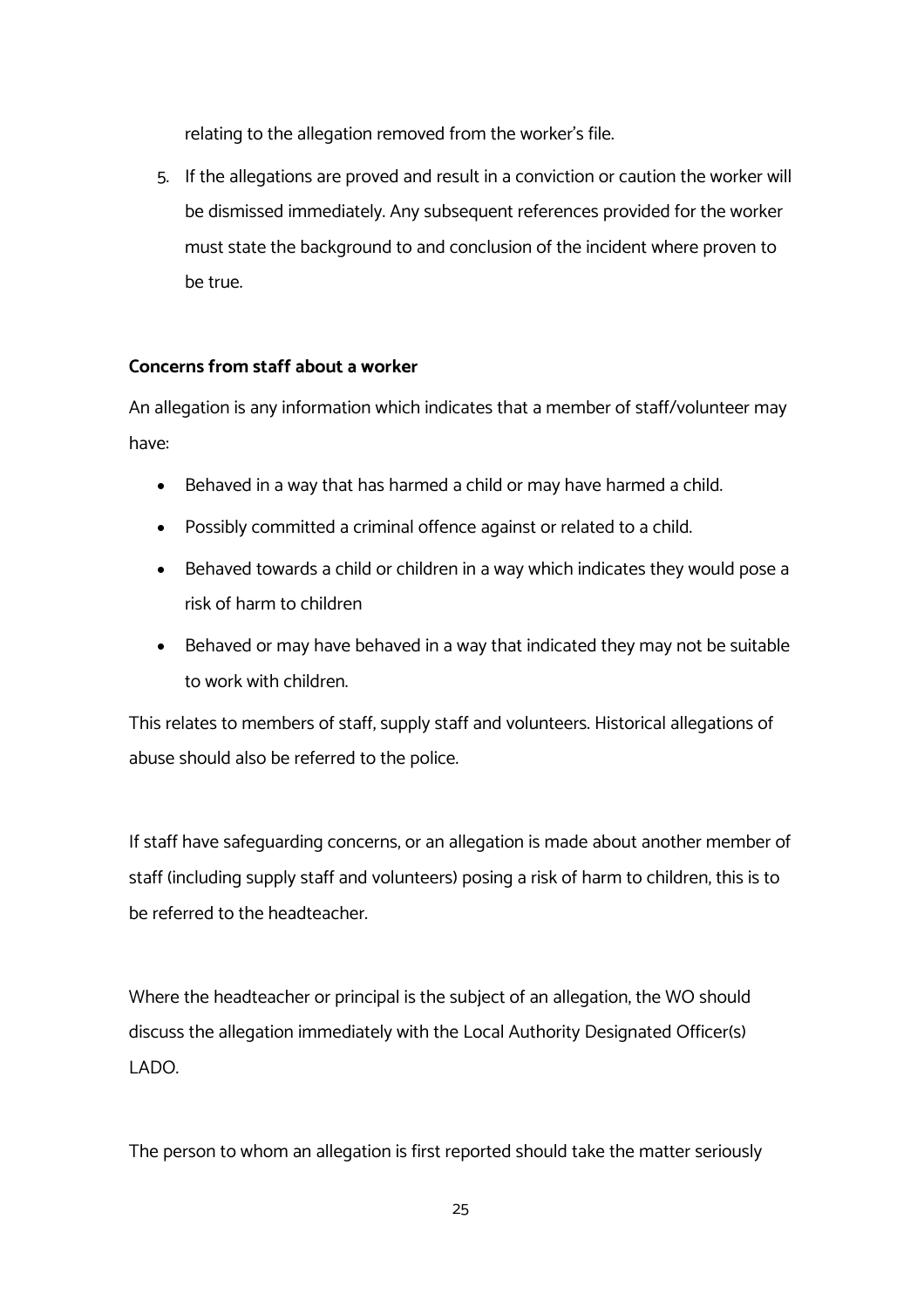relating to the allegation removed from the worker's file.

5. If the allegations are proved and result in a conviction or caution the worker will be dismissed immediately. Any subsequent references provided for the worker must state the background to and conclusion of the incident where proven to be true.

**Concerns from staff about a worker**

An allegation is any information which indicates that a member of staff/volunteer may have:

- Behaved in a way that has harmed a child or may have harmed a child.
- Possibly committed a criminal offence against or related to a child.
- Behaved towards a child or children in a way which indicates they would pose a risk of harm to children
- Behaved or may have behaved in a way that indicated they may not be suitable to work with children.

This relates to members of staff, supply staff and volunteers. Historical allegations of abuse should also be referred to the police.

If staff have safeguarding concerns, or an allegation is made about another member of staff (including supply staff and volunteers) posing a risk of harm to children, this is to be referred to the headteacher.

Where the headteacher or principal is the subject of an allegation, the WO should discuss the allegation immediately with the Local Authority Designated Officer(s) LADO.

The person to whom an allegation is first reported should take the matter seriously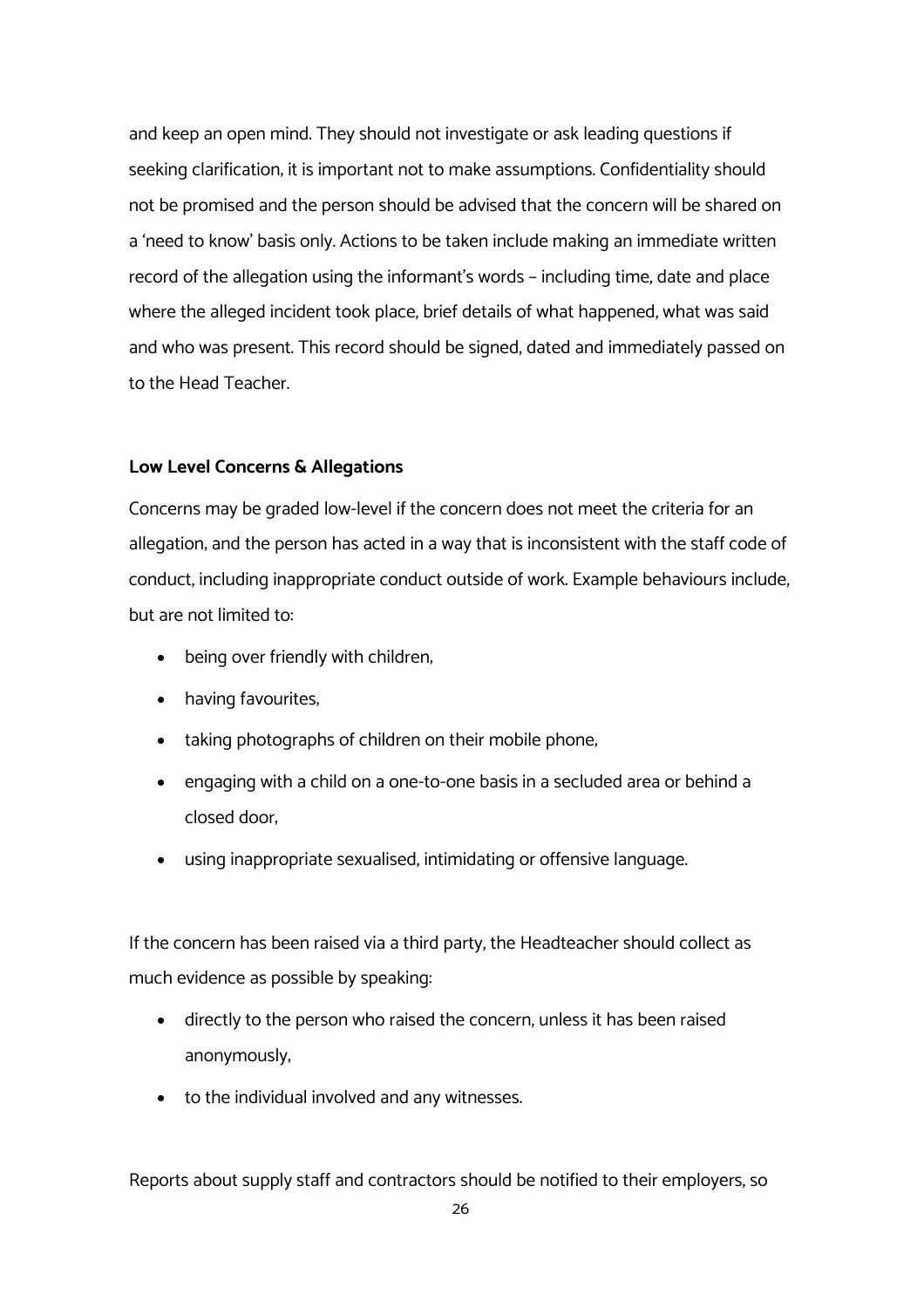and keep an open mind. They should not investigate or ask leading questions if seeking clarification, it is important not to make assumptions. Confidentiality should not be promised and the person should be advised that the concern will be shared on a 'need to know' basis only. Actions to be taken include making an immediate written record of the allegation using the informant's words – including time, date and place where the alleged incident took place, brief details of what happened, what was said and who was present. This record should be signed, dated and immediately passed on to the Head Teacher.

**Low Level Concerns & Allegations**

Concerns may be graded low-level if the concern does not meet the criteria for an allegation, and the person has acted in a way that is inconsistent with the staff code of conduct, including inappropriate conduct outside of work. Example behaviours include, but are not limited to:

- being over friendly with children,
- having favourites,
- taking photographs of children on their mobile phone,
- engaging with a child on a one-to-one basis in a secluded area or behind a closed door,
- using inappropriate sexualised, intimidating or offensive language.

If the concern has been raised via a third party, the Headteacher should collect as much evidence as possible by speaking:

- directly to the person who raised the concern, unless it has been raised anonymously,
- to the individual involved and any witnesses.

Reports about supply staff and contractors should be notified to their employers, so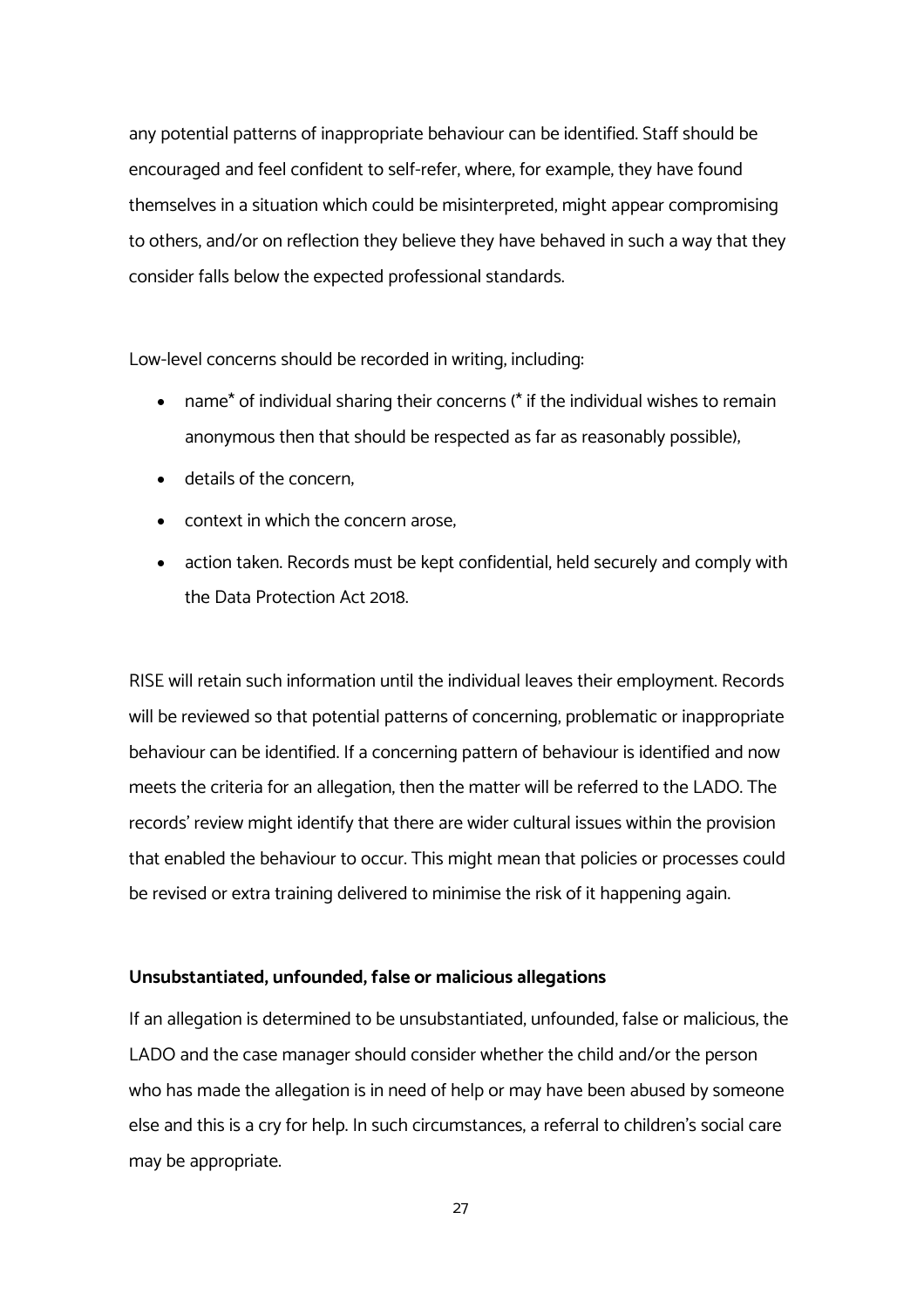any potential patterns of inappropriate behaviour can be identified. Staff should be encouraged and feel confident to self-refer, where, for example, they have found themselves in a situation which could be misinterpreted, might appear compromising to others, and/or on reflection they believe they have behaved in such a way that they consider falls below the expected professional standards.

Low-level concerns should be recorded in writing, including:

- name* of individual sharing their concerns (* if the individual wishes to remain anonymous then that should be respected as far as reasonably possible),
- details of the concern,
- context in which the concern arose,
- action taken. Records must be kept confidential, held securely and comply with the Data Protection Act 2018.

RISE will retain such information until the individual leaves their employment. Records will be reviewed so that potential patterns of concerning, problematic or inappropriate behaviour can be identified. If a concerning pattern of behaviour is identified and now meets the criteria for an allegation, then the matter will be referred to the LADO. The records' review might identify that there are wider cultural issues within the provision that enabled the behaviour to occur. This might mean that policies or processes could be revised or extra training delivered to minimise the risk of it happening again.

**Unsubstantiated, unfounded, false or malicious allegations**

If an allegation is determined to be unsubstantiated, unfounded, false or malicious, the LADO and the case manager should consider whether the child and/or the person who has made the allegation is in need of help or may have been abused by someone else and this is a cry for help. In such circumstances, a referral to children's social care may be appropriate.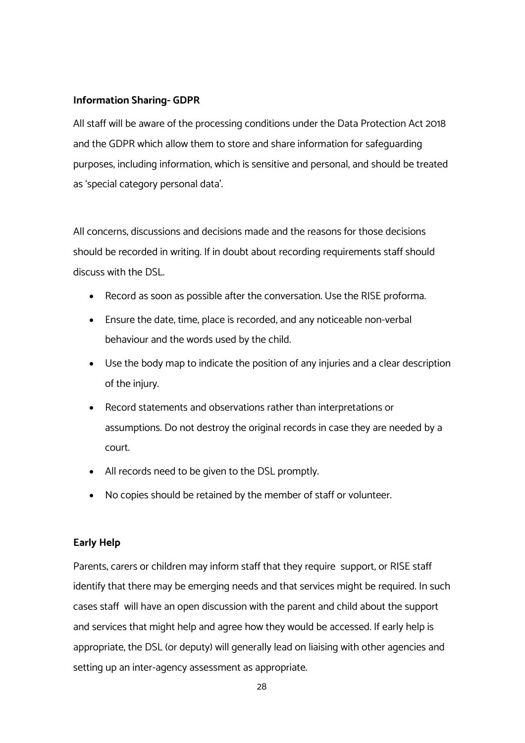**Information Sharing- GDPR**

All staff will be aware of the processing conditions under the Data Protection Act 2018 and the GDPR which allow them to store and share information for safeguarding purposes, including information, which is sensitive and personal, and should be treated as 'special category personal data'.

All concerns, discussions and decisions made and the reasons for those decisions should be recorded in writing. If in doubt about recording requirements staff should discuss with the DSL.

- Record as soon as possible after the conversation. Use the RISE proforma.
- Ensure the date, time, place is recorded, and any noticeable non-verbal behaviour and the words used by the child.
- Use the body map to indicate the position of any injuries and a clear description of the injury.
- Record statements and observations rather than interpretations or assumptions. Do not destroy the original records in case they are needed by a court.
- All records need to be given to the DSL promptly.
- No copies should be retained by the member of staff or volunteer.

**Early Help**

Parents, carers or children may inform staff that they require support, or RISE staff identify that there may be emerging needs and that services might be required. In such cases staff will have an open discussion with the parent and child about the support and services that might help and agree how they would be accessed. If early help is appropriate, the DSL (or deputy) will generally lead on liaising with other agencies and setting up an inter-agency assessment as appropriate.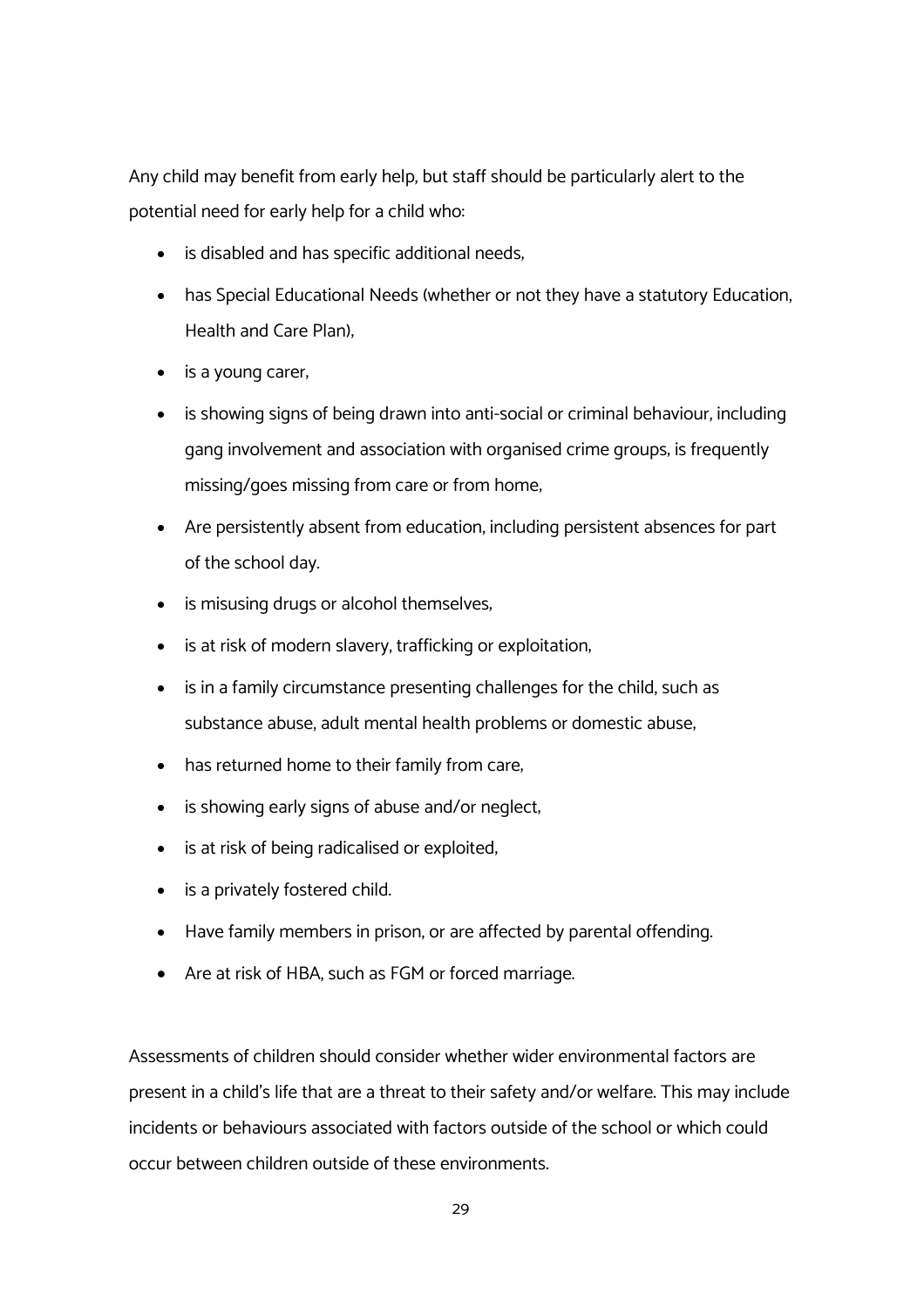Any child may benefit from early help, but staff should be particularly alert to the potential need for early help for a child who:

- is disabled and has specific additional needs,
- has Special Educational Needs (whether or not they have a statutory Education, Health and Care Plan),
- is a young carer,
- is showing signs of being drawn into anti-social or criminal behaviour, including gang involvement and association with organised crime groups, is frequently missing/goes missing from care or from home,
- Are persistently absent from education, including persistent absences for part of the school day.
- is misusing drugs or alcohol themselves,
- is at risk of modern slavery, trafficking or exploitation,
- is in a family circumstance presenting challenges for the child, such as substance abuse, adult mental health problems or domestic abuse,
- has returned home to their family from care,
- is showing early signs of abuse and/or neglect,
- is at risk of being radicalised or exploited,
- is a privately fostered child.
- Have family members in prison, or are affected by parental offending.
- Are at risk of HBA, such as FGM or forced marriage.

Assessments of children should consider whether wider environmental factors are present in a child's life that are a threat to their safety and/or welfare. This may include incidents or behaviours associated with factors outside of the school or which could occur between children outside of these environments.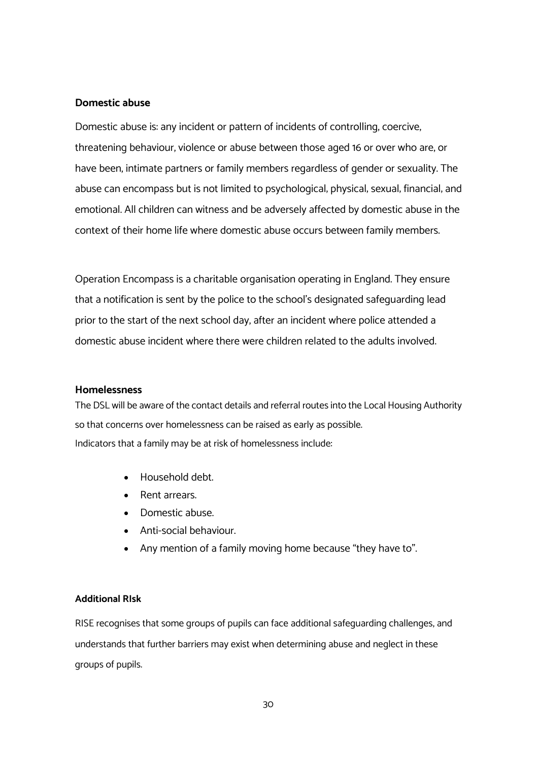### Domestic abuse

Domestic abuse is: any incident or pattern of incidents of controlling, coercive, threatening behaviour, violence or abuse between those aged 16 or over who are, or have been, intimate partners or family members regardless of gender or sexuality. The abuse can encompass but is not limited to psychological, physical, sexual, financial, and emotional. All children can witness and be adversely affected by domestic abuse in the context of their home life where domestic abuse occurs between family members.

Operation Encompass is a charitable organisation operating in England. They ensure that a notification is sent by the police to the school's designated safeguarding lead prior to the start of the next school day, after an incident where police attended a domestic abuse incident where there were children related to the adults involved.

### Homelessness

The DSL will be aware of the contact details and referral routes into the Local Housing Authority so that concerns over homelessness can be raised as early as possible.
Indicators that a family may be at risk of homelessness include:

- Household debt.
- Rent arrears.
- Domestic abuse.
- Anti-social behaviour.
- Any mention of a family moving home because "they have to".

### Additional RIsk

RISE recognises that some groups of pupils can face additional safeguarding challenges, and understands that further barriers may exist when determining abuse and neglect in these groups of pupils.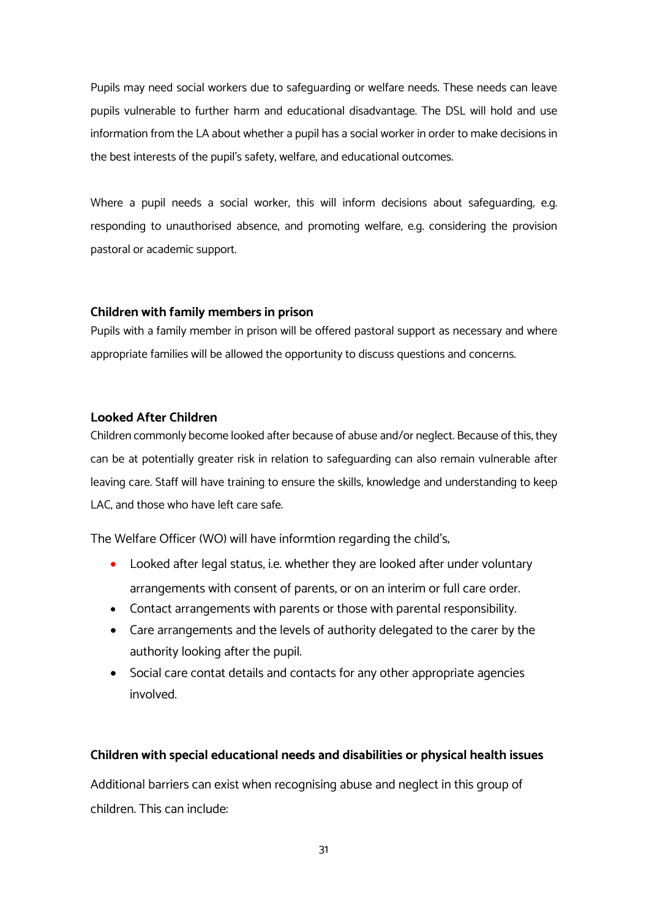Pupils may need social workers due to safeguarding or welfare needs. These needs can leave pupils vulnerable to further harm and educational disadvantage. The DSL will hold and use information from the LA about whether a pupil has a social worker in order to make decisions in the best interests of the pupil's safety, welfare, and educational outcomes.

Where a pupil needs a social worker, this will inform decisions about safeguarding, e.g. responding to unauthorised absence, and promoting welfare, e.g. considering the provision pastoral or academic support.

**Children with family members in prison**

Pupils with a family member in prison will be offered pastoral support as necessary and where appropriate families will be allowed the opportunity to discuss questions and concerns.

**Looked After Children**

Children commonly become looked after because of abuse and/or neglect. Because of this, they can be at potentially greater risk in relation to safeguarding can also remain vulnerable after leaving care. Staff will have training to ensure the skills, knowledge and understanding to keep LAC, and those who have left care safe.

The Welfare Officer (WO) will have informtion regarding the child's,

- Looked after legal status, i.e. whether they are looked after under voluntary arrangements with consent of parents, or on an interim or full care order.
- Contact arrangements with parents or those with parental responsibility.
- Care arrangements and the levels of authority delegated to the carer by the authority looking after the pupil.
- Social care contat details and contacts for any other appropriate agencies involved.

**Children with special educational needs and disabilities or physical health issues**

Additional barriers can exist when recognising abuse and neglect in this group of children. This can include: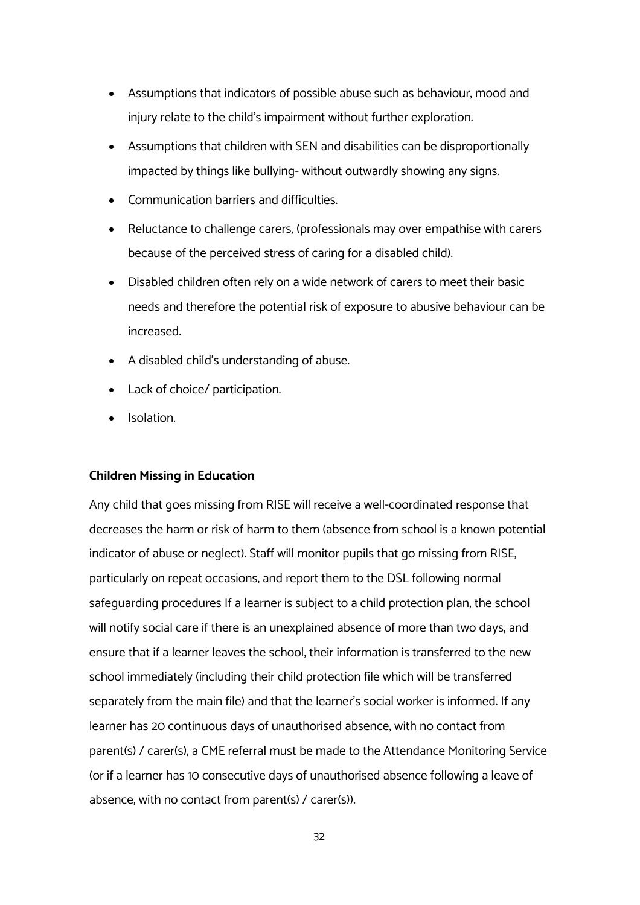- Assumptions that indicators of possible abuse such as behaviour, mood and injury relate to the child's impairment without further exploration.
- Assumptions that children with SEN and disabilities can be disproportionally impacted by things like bullying- without outwardly showing any signs.
- Communication barriers and difficulties.
- Reluctance to challenge carers, (professionals may over empathise with carers because of the perceived stress of caring for a disabled child).
- Disabled children often rely on a wide network of carers to meet their basic needs and therefore the potential risk of exposure to abusive behaviour can be increased.
- A disabled child's understanding of abuse.
- Lack of choice/ participation.
- Isolation.

**Children Missing in Education**

Any child that goes missing from RISE will receive a well-coordinated response that decreases the harm or risk of harm to them (absence from school is a known potential indicator of abuse or neglect). Staff will monitor pupils that go missing from RISE, particularly on repeat occasions, and report them to the DSL following normal safeguarding procedures If a learner is subject to a child protection plan, the school will notify social care if there is an unexplained absence of more than two days, and ensure that if a learner leaves the school, their information is transferred to the new school immediately (including their child protection file which will be transferred separately from the main file) and that the learner's social worker is informed. If any learner has 20 continuous days of unauthorised absence, with no contact from parent(s) / carer(s), a CME referral must be made to the Attendance Monitoring Service (or if a learner has 10 consecutive days of unauthorised absence following a leave of absence, with no contact from parent(s) / carer(s)).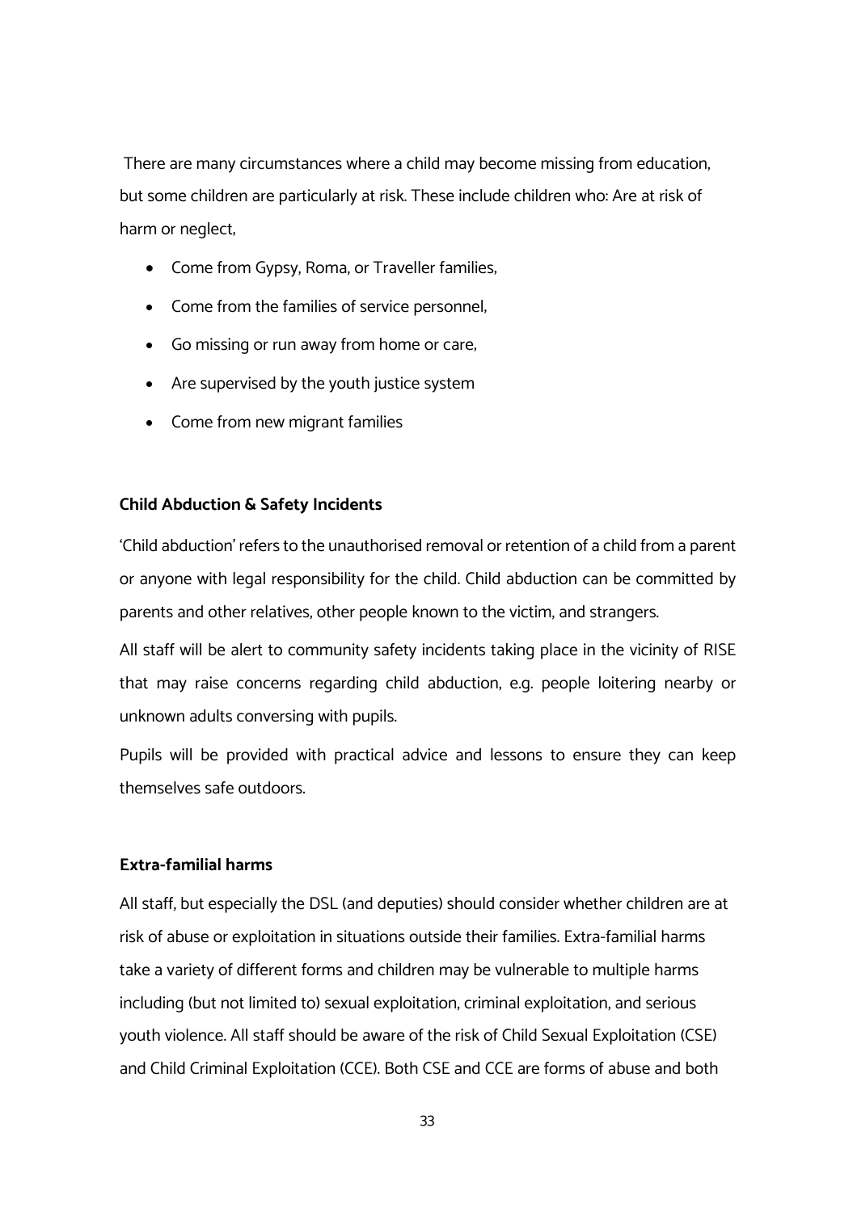There are many circumstances where a child may become missing from education, but some children are particularly at risk. These include children who: Are at risk of harm or neglect,

- Come from Gypsy, Roma, or Traveller families,
- Come from the families of service personnel,
- Go missing or run away from home or care,
- Are supervised by the youth justice system
- Come from new migrant families

**Child Abduction & Safety Incidents**

'Child abduction' refers to the unauthorised removal or retention of a child from a parent or anyone with legal responsibility for the child. Child abduction can be committed by parents and other relatives, other people known to the victim, and strangers.

All staff will be alert to community safety incidents taking place in the vicinity of RISE that may raise concerns regarding child abduction, e.g. people loitering nearby or unknown adults conversing with pupils.

Pupils will be provided with practical advice and lessons to ensure they can keep themselves safe outdoors.

**Extra-familial harms**

All staff, but especially the DSL (and deputies) should consider whether children are at risk of abuse or exploitation in situations outside their families. Extra-familial harms take a variety of different forms and children may be vulnerable to multiple harms including (but not limited to) sexual exploitation, criminal exploitation, and serious youth violence. All staff should be aware of the risk of Child Sexual Exploitation (CSE) and Child Criminal Exploitation (CCE). Both CSE and CCE are forms of abuse and both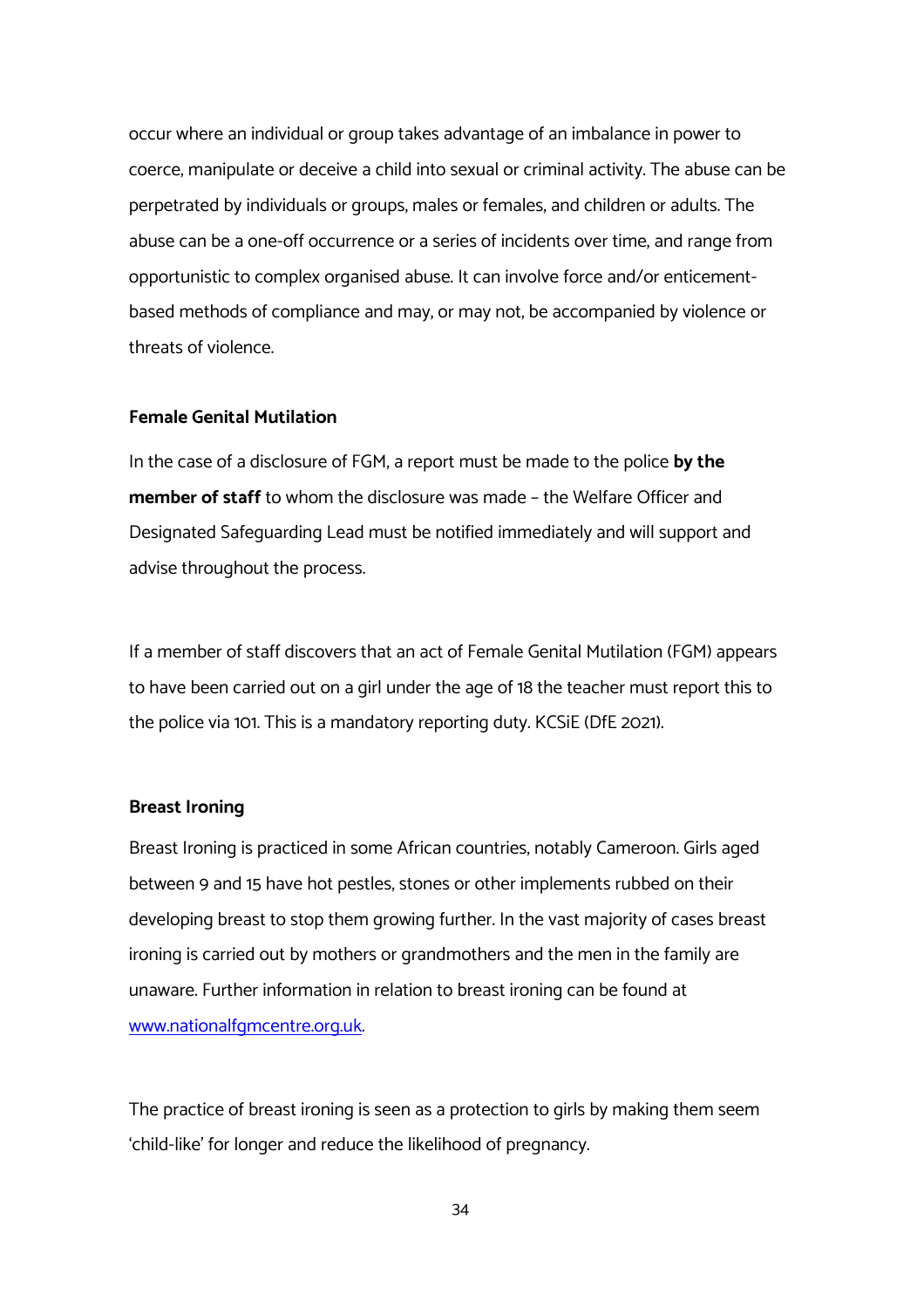occur where an individual or group takes advantage of an imbalance in power to coerce, manipulate or deceive a child into sexual or criminal activity. The abuse can be perpetrated by individuals or groups, males or females, and children or adults. The abuse can be a one-off occurrence or a series of incidents over time, and range from opportunistic to complex organised abuse. It can involve force and/or enticement-based methods of compliance and may, or may not, be accompanied by violence or threats of violence.

**Female Genital Mutilation**

In the case of a disclosure of FGM, a report must be made to the police **by the member of staff** to whom the disclosure was made – the Welfare Officer and Designated Safeguarding Lead must be notified immediately and will support and advise throughout the process.

If a member of staff discovers that an act of Female Genital Mutilation (FGM) appears to have been carried out on a girl under the age of 18 the teacher must report this to the police via 101. This is a mandatory reporting duty. KCSiE (DfE 2021).

**Breast Ironing**

Breast Ironing is practiced in some African countries, notably Cameroon. Girls aged between 9 and 15 have hot pestles, stones or other implements rubbed on their developing breast to stop them growing further. In the vast majority of cases breast ironing is carried out by mothers or grandmothers and the men in the family are unaware. Further information in relation to breast ironing can be found at [www.nationalfgmcentre.org.uk](http://www.nationalfgmcentre.org.uk).

The practice of breast ironing is seen as a protection to girls by making them seem 'child-like' for longer and reduce the likelihood of pregnancy.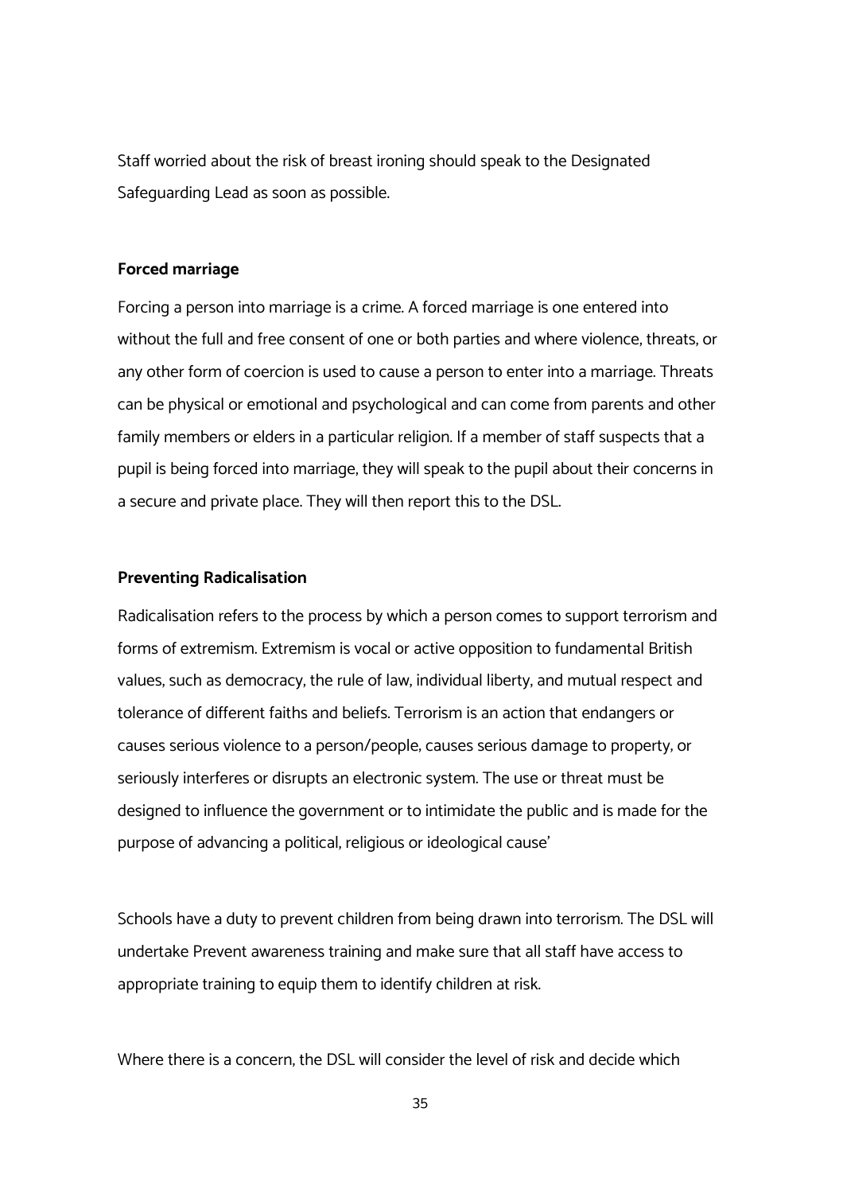Staff worried about the risk of breast ironing should speak to the Designated Safeguarding Lead as soon as possible.

**Forced marriage**

Forcing a person into marriage is a crime. A forced marriage is one entered into without the full and free consent of one or both parties and where violence, threats, or any other form of coercion is used to cause a person to enter into a marriage. Threats can be physical or emotional and psychological and can come from parents and other family members or elders in a particular religion. If a member of staff suspects that a pupil is being forced into marriage, they will speak to the pupil about their concerns in a secure and private place. They will then report this to the DSL.

**Preventing Radicalisation**

Radicalisation refers to the process by which a person comes to support terrorism and forms of extremism. Extremism is vocal or active opposition to fundamental British values, such as democracy, the rule of law, individual liberty, and mutual respect and tolerance of different faiths and beliefs. Terrorism is an action that endangers or causes serious violence to a person/people, causes serious damage to property, or seriously interferes or disrupts an electronic system. The use or threat must be designed to influence the government or to intimidate the public and is made for the purpose of advancing a political, religious or ideological cause'

Schools have a duty to prevent children from being drawn into terrorism. The DSL will undertake Prevent awareness training and make sure that all staff have access to appropriate training to equip them to identify children at risk.

Where there is a concern, the DSL will consider the level of risk and decide which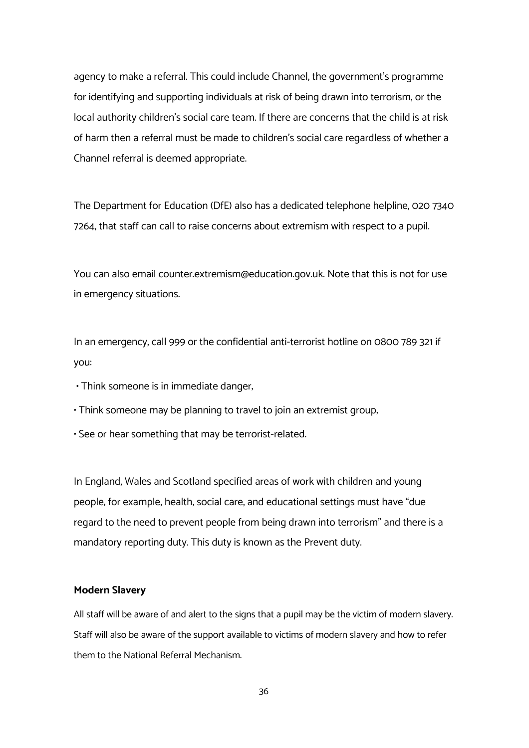agency to make a referral. This could include Channel, the government's programme for identifying and supporting individuals at risk of being drawn into terrorism, or the local authority children's social care team. If there are concerns that the child is at risk of harm then a referral must be made to children's social care regardless of whether a Channel referral is deemed appropriate.

The Department for Education (DfE) also has a dedicated telephone helpline, 020 7340 7264, that staff can call to raise concerns about extremism with respect to a pupil.

You can also email counter.extremism@education.gov.uk. Note that this is not for use in emergency situations.

In an emergency, call 999 or the confidential anti-terrorist hotline on 0800 789 321 if you:

- Think someone is in immediate danger,
- Think someone may be planning to travel to join an extremist group,
- See or hear something that may be terrorist-related.

In England, Wales and Scotland specified areas of work with children and young people, for example, health, social care, and educational settings must have "due regard to the need to prevent people from being drawn into terrorism" and there is a mandatory reporting duty. This duty is known as the Prevent duty.

**Modern Slavery**

All staff will be aware of and alert to the signs that a pupil may be the victim of modern slavery. Staff will also be aware of the support available to victims of modern slavery and how to refer them to the National Referral Mechanism.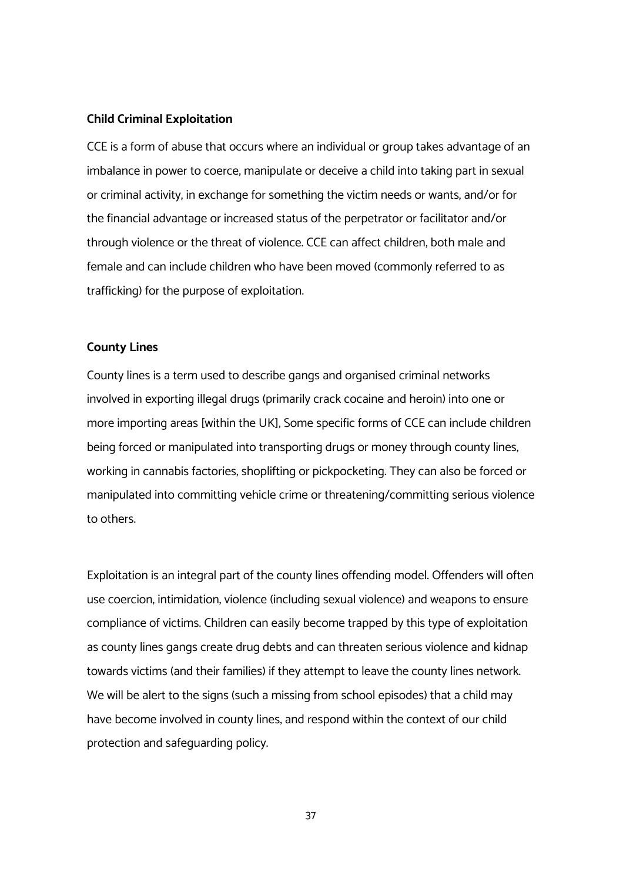**Child Criminal Exploitation**

CCE is a form of abuse that occurs where an individual or group takes advantage of an imbalance in power to coerce, manipulate or deceive a child into taking part in sexual or criminal activity, in exchange for something the victim needs or wants, and/or for the financial advantage or increased status of the perpetrator or facilitator and/or through violence or the threat of violence. CCE can affect children, both male and female and can include children who have been moved (commonly referred to as trafficking) for the purpose of exploitation.

**County Lines**

County lines is a term used to describe gangs and organised criminal networks involved in exporting illegal drugs (primarily crack cocaine and heroin) into one or more importing areas [within the UK], Some specific forms of CCE can include children being forced or manipulated into transporting drugs or money through county lines, working in cannabis factories, shoplifting or pickpocketing. They can also be forced or manipulated into committing vehicle crime or threatening/committing serious violence to others.

Exploitation is an integral part of the county lines offending model. Offenders will often use coercion, intimidation, violence (including sexual violence) and weapons to ensure compliance of victims. Children can easily become trapped by this type of exploitation as county lines gangs create drug debts and can threaten serious violence and kidnap towards victims (and their families) if they attempt to leave the county lines network. We will be alert to the signs (such a missing from school episodes) that a child may have become involved in county lines, and respond within the context of our child protection and safeguarding policy.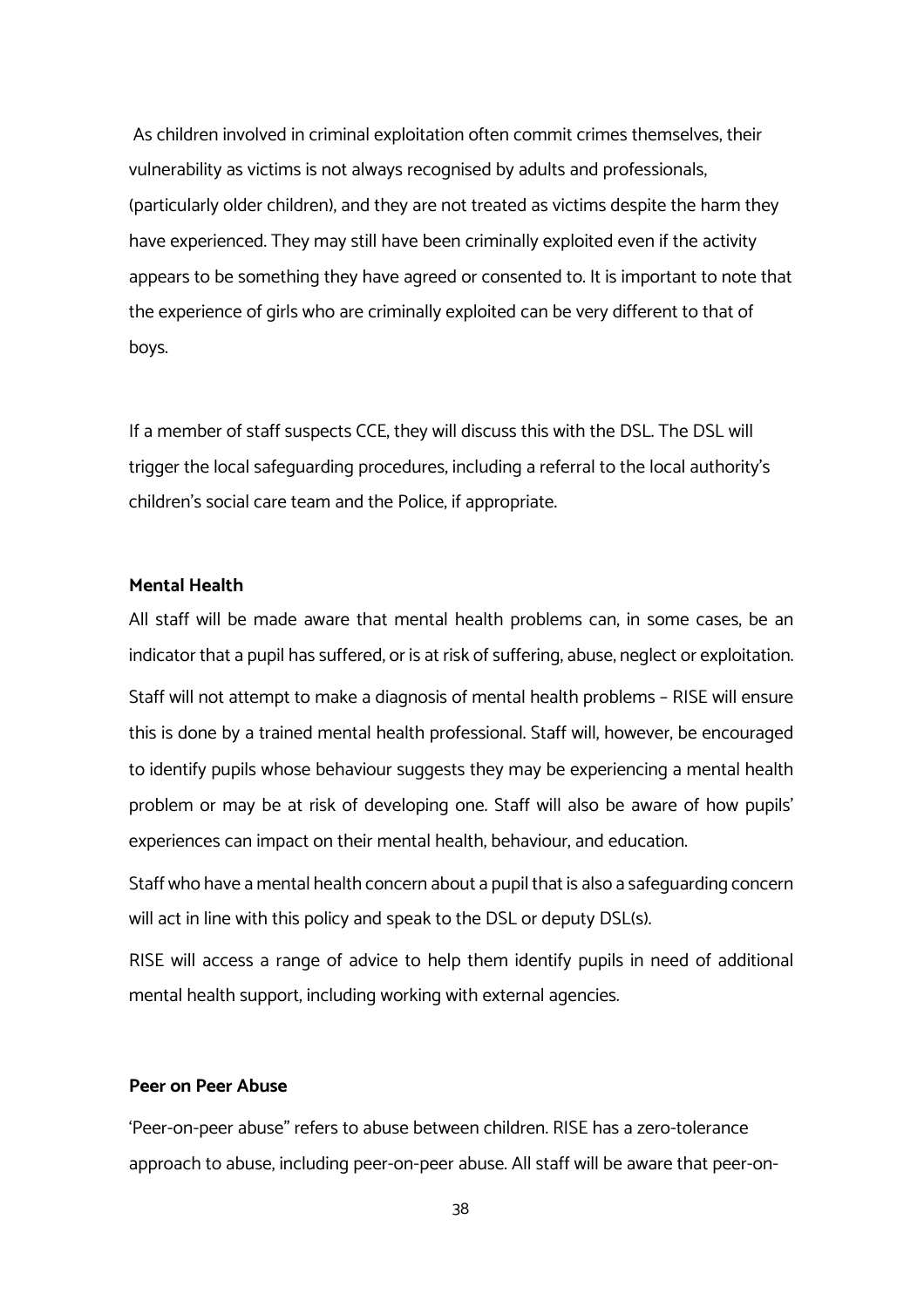As children involved in criminal exploitation often commit crimes themselves, their vulnerability as victims is not always recognised by adults and professionals, (particularly older children), and they are not treated as victims despite the harm they have experienced. They may still have been criminally exploited even if the activity appears to be something they have agreed or consented to. It is important to note that the experience of girls who are criminally exploited can be very different to that of boys.

If a member of staff suspects CCE, they will discuss this with the DSL. The DSL will trigger the local safeguarding procedures, including a referral to the local authority's children's social care team and the Police, if appropriate.

**Mental Health**

All staff will be made aware that mental health problems can, in some cases, be an indicator that a pupil has suffered, or is at risk of suffering, abuse, neglect or exploitation.

Staff will not attempt to make a diagnosis of mental health problems – RISE will ensure this is done by a trained mental health professional. Staff will, however, be encouraged to identify pupils whose behaviour suggests they may be experiencing a mental health problem or may be at risk of developing one. Staff will also be aware of how pupils' experiences can impact on their mental health, behaviour, and education.

Staff who have a mental health concern about a pupil that is also a safeguarding concern will act in line with this policy and speak to the DSL or deputy DSL(s).

RISE will access a range of advice to help them identify pupils in need of additional mental health support, including working with external agencies.

**Peer on Peer Abuse**

'Peer-on-peer abuse" refers to abuse between children. RISE has a zero-tolerance approach to abuse, including peer-on-peer abuse. All staff will be aware that peer-on-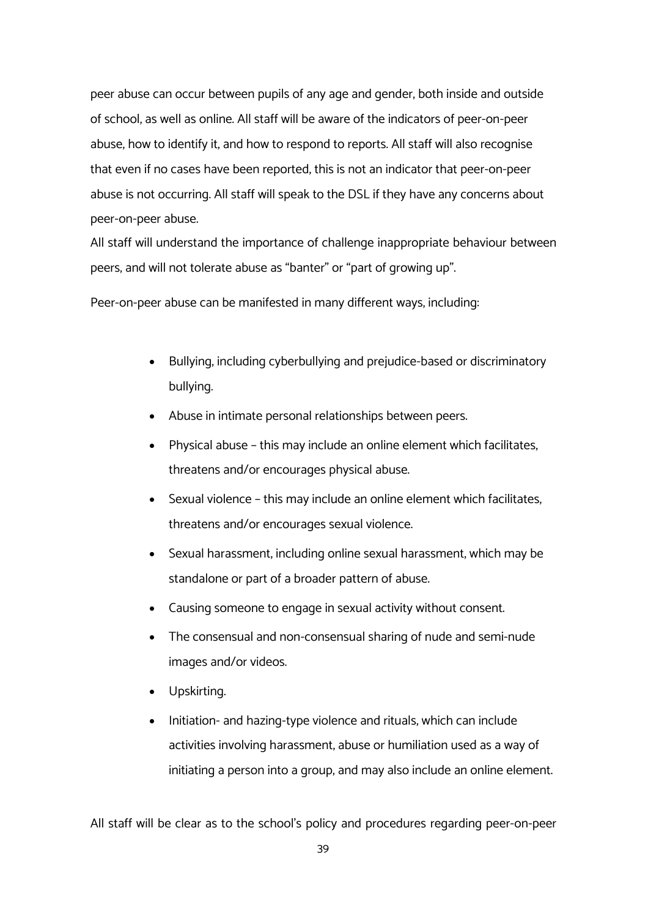peer abuse can occur between pupils of any age and gender, both inside and outside of school, as well as online. All staff will be aware of the indicators of peer-on-peer abuse, how to identify it, and how to respond to reports. All staff will also recognise that even if no cases have been reported, this is not an indicator that peer-on-peer abuse is not occurring. All staff will speak to the DSL if they have any concerns about peer-on-peer abuse.

All staff will understand the importance of challenge inappropriate behaviour between peers, and will not tolerate abuse as “banter” or “part of growing up”.

Peer-on-peer abuse can be manifested in many different ways, including:

- Bullying, including cyberbullying and prejudice-based or discriminatory bullying.
- Abuse in intimate personal relationships between peers.
- Physical abuse – this may include an online element which facilitates, threatens and/or encourages physical abuse.
- Sexual violence – this may include an online element which facilitates, threatens and/or encourages sexual violence.
- Sexual harassment, including online sexual harassment, which may be standalone or part of a broader pattern of abuse.
- Causing someone to engage in sexual activity without consent.
- The consensual and non-consensual sharing of nude and semi-nude images and/or videos.
- Upskirting.
- Initiation- and hazing-type violence and rituals, which can include activities involving harassment, abuse or humiliation used as a way of initiating a person into a group, and may also include an online element.

All staff will be clear as to the school’s policy and procedures regarding peer-on-peer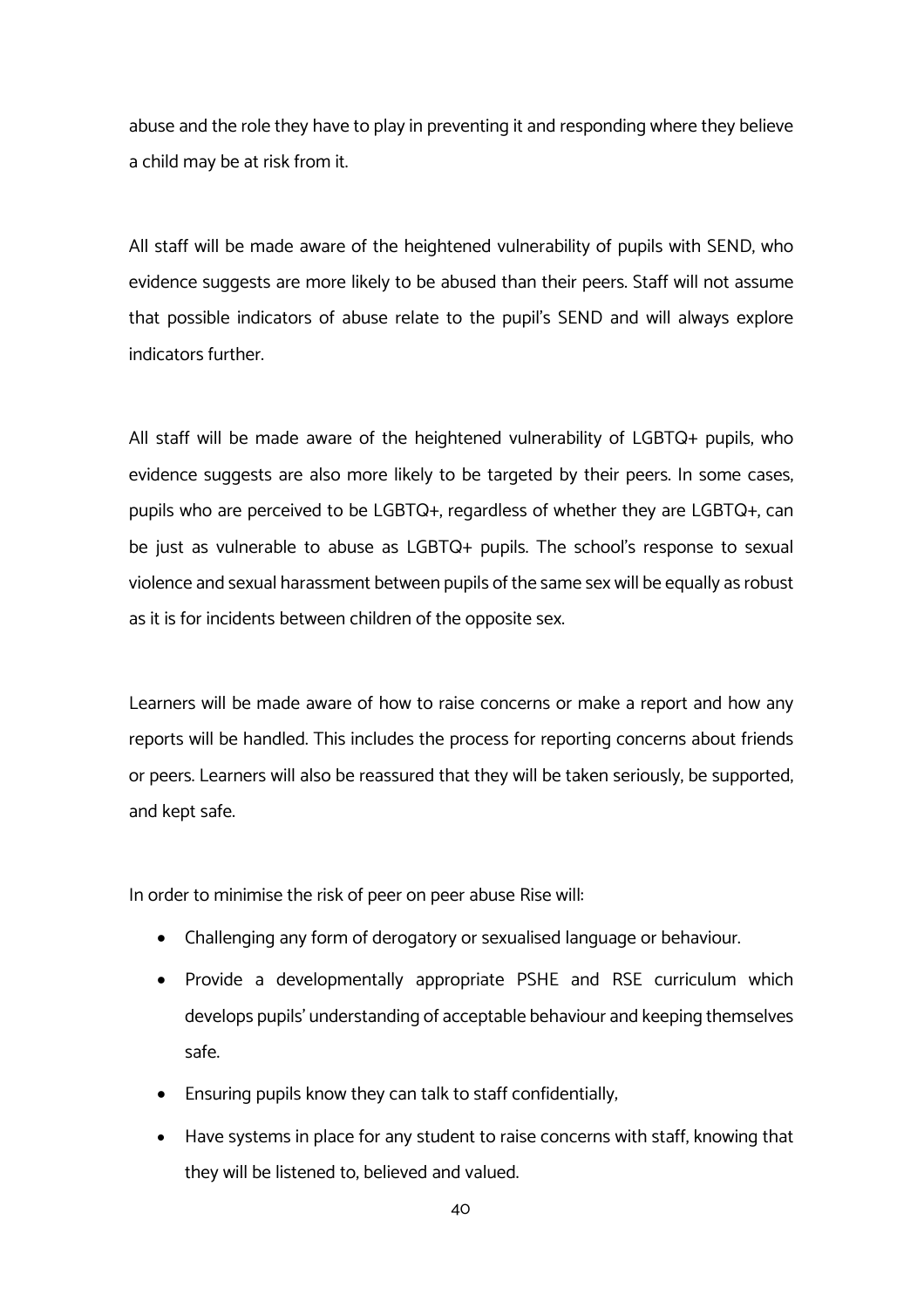abuse and the role they have to play in preventing it and responding where they believe a child may be at risk from it.

All staff will be made aware of the heightened vulnerability of pupils with SEND, who evidence suggests are more likely to be abused than their peers. Staff will not assume that possible indicators of abuse relate to the pupil's SEND and will always explore indicators further.

All staff will be made aware of the heightened vulnerability of LGBTQ+ pupils, who evidence suggests are also more likely to be targeted by their peers. In some cases, pupils who are perceived to be LGBTQ+, regardless of whether they are LGBTQ+, can be just as vulnerable to abuse as LGBTQ+ pupils. The school's response to sexual violence and sexual harassment between pupils of the same sex will be equally as robust as it is for incidents between children of the opposite sex.

Learners will be made aware of how to raise concerns or make a report and how any reports will be handled. This includes the process for reporting concerns about friends or peers. Learners will also be reassured that they will be taken seriously, be supported, and kept safe.

In order to minimise the risk of peer on peer abuse Rise will:

- Challenging any form of derogatory or sexualised language or behaviour.
- Provide a developmentally appropriate PSHE and RSE curriculum which develops pupils' understanding of acceptable behaviour and keeping themselves safe.
- Ensuring pupils know they can talk to staff confidentially,
- Have systems in place for any student to raise concerns with staff, knowing that they will be listened to, believed and valued.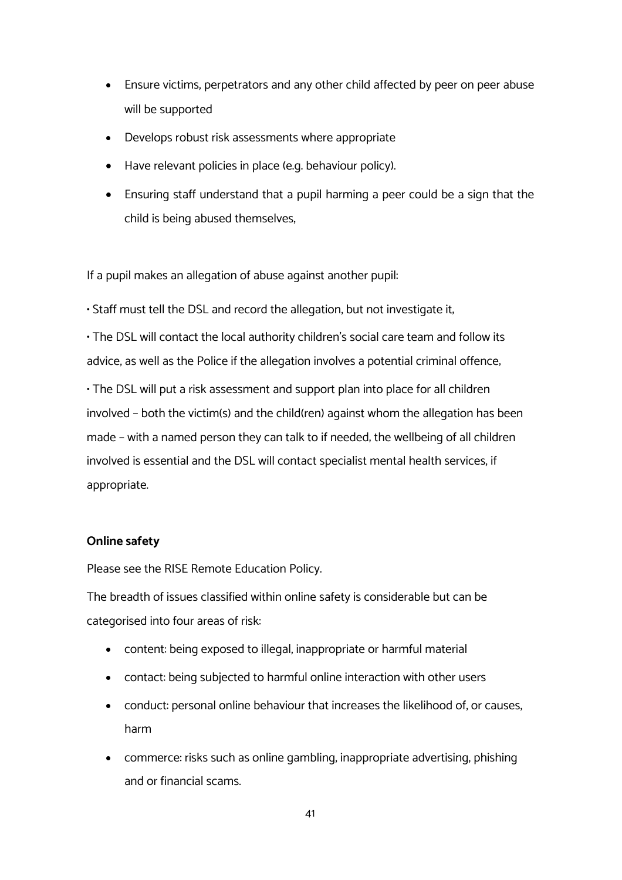- Ensure victims, perpetrators and any other child affected by peer on peer abuse will be supported
- Develops robust risk assessments where appropriate
- Have relevant policies in place (e.g. behaviour policy).
- Ensuring staff understand that a pupil harming a peer could be a sign that the child is being abused themselves,

If a pupil makes an allegation of abuse against another pupil:

• Staff must tell the DSL and record the allegation, but not investigate it,

• The DSL will contact the local authority children's social care team and follow its advice, as well as the Police if the allegation involves a potential criminal offence,

• The DSL will put a risk assessment and support plan into place for all children involved – both the victim(s) and the child(ren) against whom the allegation has been made – with a named person they can talk to if needed, the wellbeing of all children involved is essential and the DSL will contact specialist mental health services, if appropriate.

**Online safety**

Please see the RISE Remote Education Policy.

The breadth of issues classified within online safety is considerable but can be categorised into four areas of risk:

- content: being exposed to illegal, inappropriate or harmful material
- contact: being subjected to harmful online interaction with other users
- conduct: personal online behaviour that increases the likelihood of, or causes, harm
- commerce: risks such as online gambling, inappropriate advertising, phishing and or financial scams.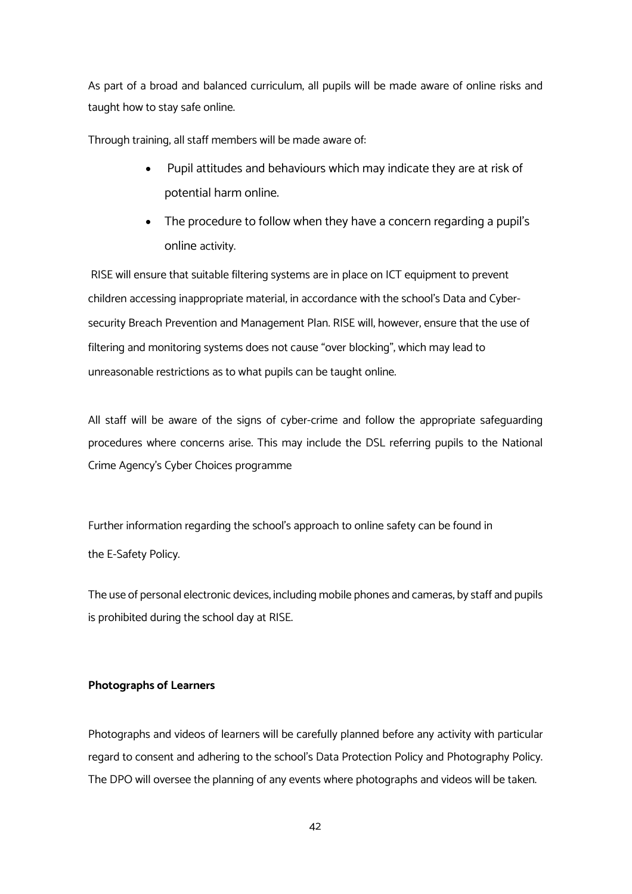As part of a broad and balanced curriculum, all pupils will be made aware of online risks and taught how to stay safe online.

Through training, all staff members will be made aware of:

- Pupil attitudes and behaviours which may indicate they are at risk of potential harm online.
- The procedure to follow when they have a concern regarding a pupil's online activity.

RISE will ensure that suitable filtering systems are in place on ICT equipment to prevent children accessing inappropriate material, in accordance with the school's Data and Cyber-security Breach Prevention and Management Plan. RISE will, however, ensure that the use of filtering and monitoring systems does not cause "over blocking", which may lead to unreasonable restrictions as to what pupils can be taught online.

All staff will be aware of the signs of cyber-crime and follow the appropriate safeguarding procedures where concerns arise. This may include the DSL referring pupils to the National Crime Agency's Cyber Choices programme

Further information regarding the school's approach to online safety can be found in the E-Safety Policy.

The use of personal electronic devices, including mobile phones and cameras, by staff and pupils is prohibited during the school day at RISE.

**Photographs of Learners**

Photographs and videos of learners will be carefully planned before any activity with particular regard to consent and adhering to the school's Data Protection Policy and Photography Policy. The DPO will oversee the planning of any events where photographs and videos will be taken.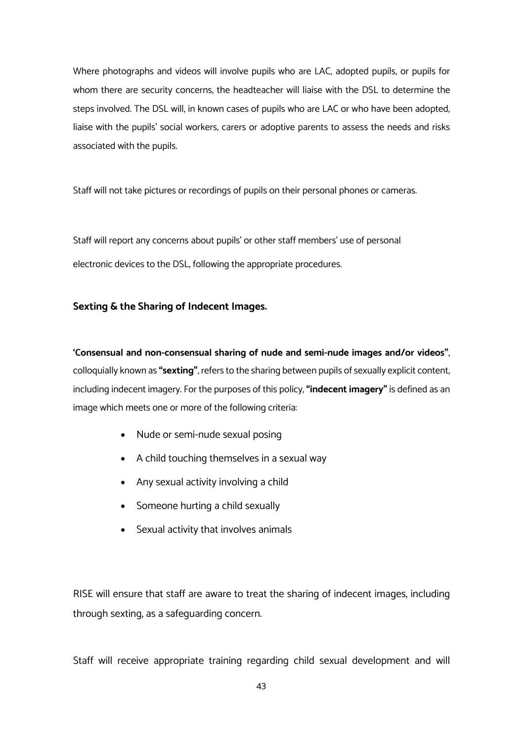Where photographs and videos will involve pupils who are LAC, adopted pupils, or pupils for whom there are security concerns, the headteacher will liaise with the DSL to determine the steps involved. The DSL will, in known cases of pupils who are LAC or who have been adopted, liaise with the pupils' social workers, carers or adoptive parents to assess the needs and risks associated with the pupils.

Staff will not take pictures or recordings of pupils on their personal phones or cameras.

Staff will report any concerns about pupils' or other staff members' use of personal electronic devices to the DSL, following the appropriate procedures.

### Sexting & the Sharing of Indecent Images.

**'Consensual and non-consensual sharing of nude and semi-nude images and/or videos"**, colloquially known as **"sexting"**, refers to the sharing between pupils of sexually explicit content, including indecent imagery. For the purposes of this policy, **"indecent imagery"** is defined as an image which meets one or more of the following criteria:

- Nude or semi-nude sexual posing
- A child touching themselves in a sexual way
- Any sexual activity involving a child
- Someone hurting a child sexually
- Sexual activity that involves animals

RISE will ensure that staff are aware to treat the sharing of indecent images, including through sexting, as a safeguarding concern.

Staff will receive appropriate training regarding child sexual development and will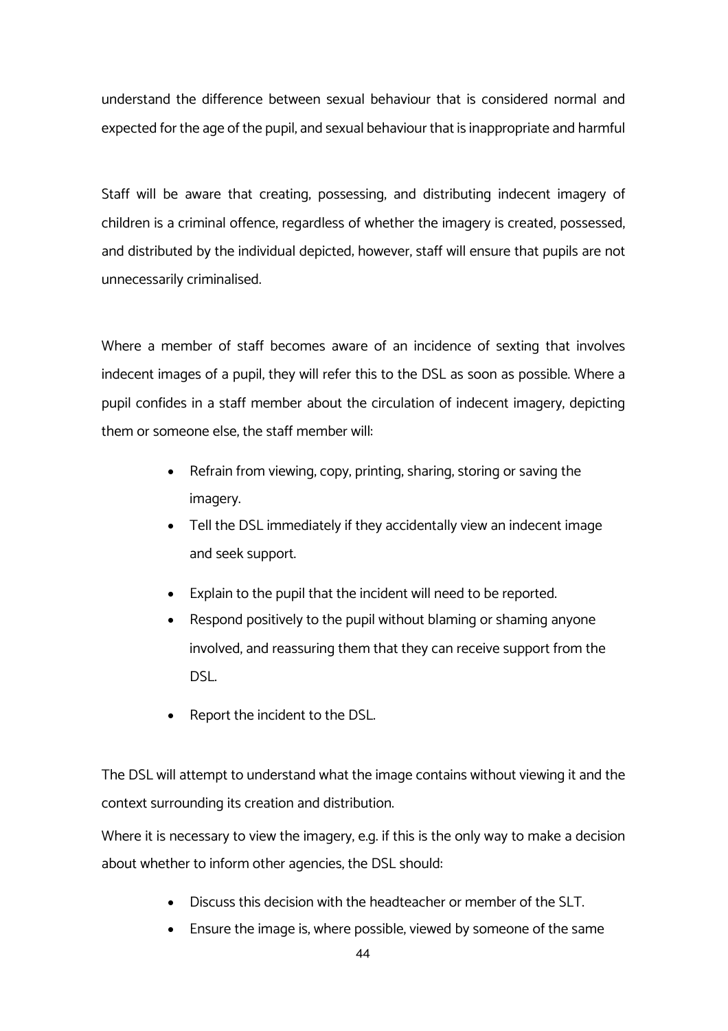understand the difference between sexual behaviour that is considered normal and expected for the age of the pupil, and sexual behaviour that is inappropriate and harmful

Staff will be aware that creating, possessing, and distributing indecent imagery of children is a criminal offence, regardless of whether the imagery is created, possessed, and distributed by the individual depicted, however, staff will ensure that pupils are not unnecessarily criminalised.

Where a member of staff becomes aware of an incidence of sexting that involves indecent images of a pupil, they will refer this to the DSL as soon as possible. Where a pupil confides in a staff member about the circulation of indecent imagery, depicting them or someone else, the staff member will:

- Refrain from viewing, copy, printing, sharing, storing or saving the imagery.
- Tell the DSL immediately if they accidentally view an indecent image and seek support.
- Explain to the pupil that the incident will need to be reported.
- Respond positively to the pupil without blaming or shaming anyone involved, and reassuring them that they can receive support from the DSL.
- Report the incident to the DSL.

The DSL will attempt to understand what the image contains without viewing it and the context surrounding its creation and distribution.

Where it is necessary to view the imagery, e.g. if this is the only way to make a decision about whether to inform other agencies, the DSL should:

- Discuss this decision with the headteacher or member of the SLT.
- Ensure the image is, where possible, viewed by someone of the same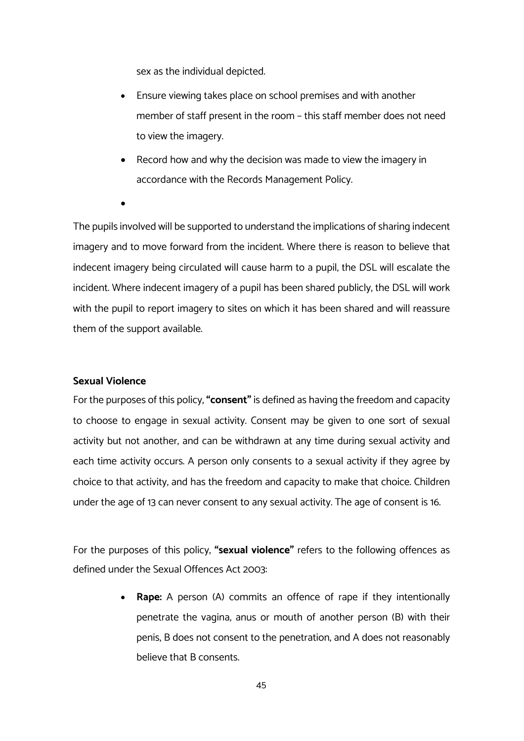sex as the individual depicted.

- Ensure viewing takes place on school premises and with another member of staff present in the room – this staff member does not need to view the imagery.
- Record how and why the decision was made to view the imagery in accordance with the Records Management Policy.
- 

The pupils involved will be supported to understand the implications of sharing indecent imagery and to move forward from the incident. Where there is reason to believe that indecent imagery being circulated will cause harm to a pupil, the DSL will escalate the incident. Where indecent imagery of a pupil has been shared publicly, the DSL will work with the pupil to report imagery to sites on which it has been shared and will reassure them of the support available.

**Sexual Violence**

For the purposes of this policy, **"consent"** is defined as having the freedom and capacity to choose to engage in sexual activity. Consent may be given to one sort of sexual activity but not another, and can be withdrawn at any time during sexual activity and each time activity occurs. A person only consents to a sexual activity if they agree by choice to that activity, and has the freedom and capacity to make that choice. Children under the age of 13 can never consent to any sexual activity. The age of consent is 16.

For the purposes of this policy, **"sexual violence"** refers to the following offences as defined under the Sexual Offences Act 2003:

- **Rape:** A person (A) commits an offence of rape if they intentionally penetrate the vagina, anus or mouth of another person (B) with their penis, B does not consent to the penetration, and A does not reasonably believe that B consents.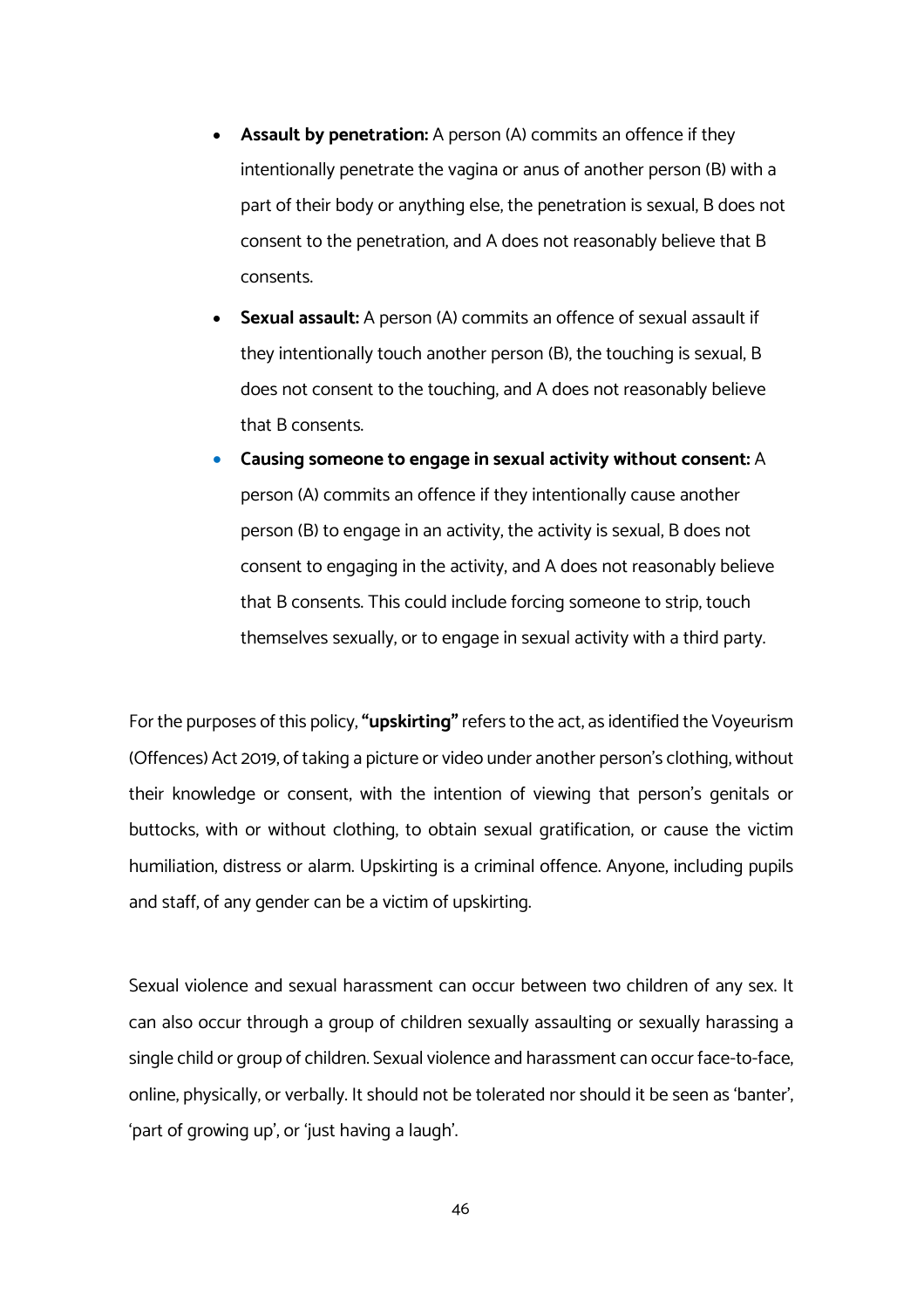- **Assault by penetration:** A person (A) commits an offence if they intentionally penetrate the vagina or anus of another person (B) with a part of their body or anything else, the penetration is sexual, B does not consent to the penetration, and A does not reasonably believe that B consents.
- **Sexual assault:** A person (A) commits an offence of sexual assault if they intentionally touch another person (B), the touching is sexual, B does not consent to the touching, and A does not reasonably believe that B consents.
- **Causing someone to engage in sexual activity without consent:** A person (A) commits an offence if they intentionally cause another person (B) to engage in an activity, the activity is sexual, B does not consent to engaging in the activity, and A does not reasonably believe that B consents. This could include forcing someone to strip, touch themselves sexually, or to engage in sexual activity with a third party.

For the purposes of this policy, **"upskirting"** refers to the act, as identified the Voyeurism (Offences) Act 2019, of taking a picture or video under another person's clothing, without their knowledge or consent, with the intention of viewing that person's genitals or buttocks, with or without clothing, to obtain sexual gratification, or cause the victim humiliation, distress or alarm. Upskirting is a criminal offence. Anyone, including pupils and staff, of any gender can be a victim of upskirting.

Sexual violence and sexual harassment can occur between two children of any sex. It can also occur through a group of children sexually assaulting or sexually harassing a single child or group of children. Sexual violence and harassment can occur face-to-face, online, physically, or verbally. It should not be tolerated nor should it be seen as 'banter', 'part of growing up', or 'just having a laugh'.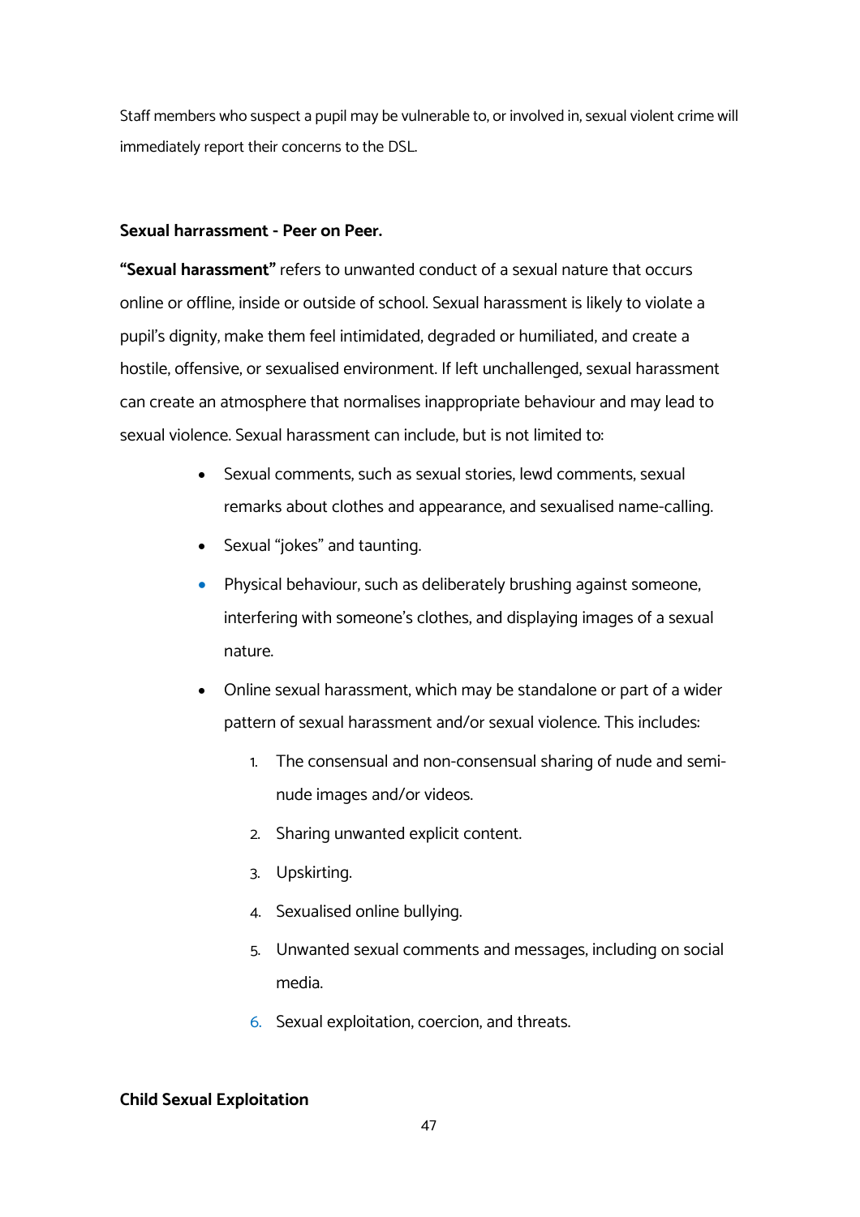Staff members who suspect a pupil may be vulnerable to, or involved in, sexual violent crime will immediately report their concerns to the DSL.

**Sexual harrassment - Peer on Peer.**

**"Sexual harassment"** refers to unwanted conduct of a sexual nature that occurs online or offline, inside or outside of school. Sexual harassment is likely to violate a pupil's dignity, make them feel intimidated, degraded or humiliated, and create a hostile, offensive, or sexualised environment. If left unchallenged, sexual harassment can create an atmosphere that normalises inappropriate behaviour and may lead to sexual violence. Sexual harassment can include, but is not limited to:

- Sexual comments, such as sexual stories, lewd comments, sexual remarks about clothes and appearance, and sexualised name-calling.
- Sexual "jokes" and taunting.
- Physical behaviour, such as deliberately brushing against someone, interfering with someone's clothes, and displaying images of a sexual nature.
- Online sexual harassment, which may be standalone or part of a wider pattern of sexual harassment and/or sexual violence. This includes:
    1. The consensual and non-consensual sharing of nude and semi-nude images and/or videos.
    2. Sharing unwanted explicit content.
    3. Upskirting.
    4. Sexualised online bullying.
    5. Unwanted sexual comments and messages, including on social media.
    6. Sexual exploitation, coercion, and threats.

**Child Sexual Exploitation**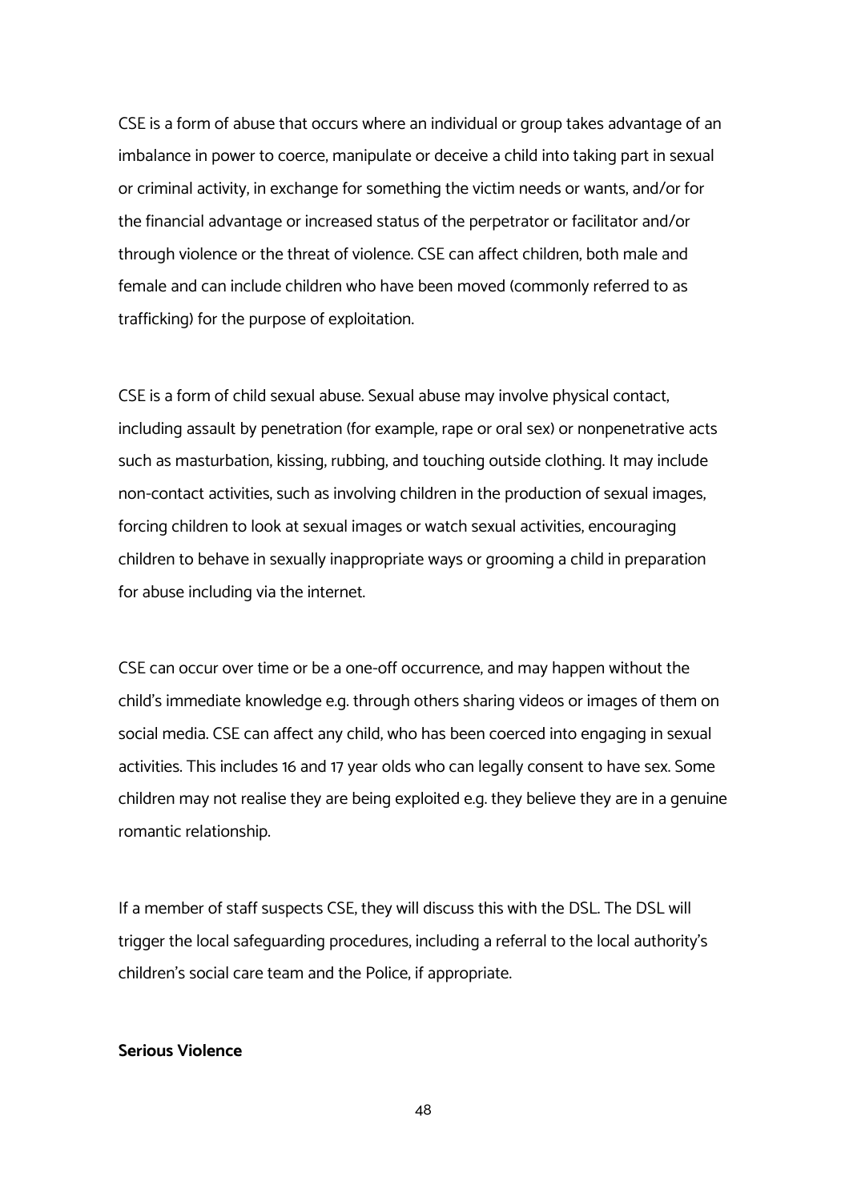CSE is a form of abuse that occurs where an individual or group takes advantage of an imbalance in power to coerce, manipulate or deceive a child into taking part in sexual or criminal activity, in exchange for something the victim needs or wants, and/or for the financial advantage or increased status of the perpetrator or facilitator and/or through violence or the threat of violence. CSE can affect children, both male and female and can include children who have been moved (commonly referred to as trafficking) for the purpose of exploitation.

CSE is a form of child sexual abuse. Sexual abuse may involve physical contact, including assault by penetration (for example, rape or oral sex) or nonpenetrative acts such as masturbation, kissing, rubbing, and touching outside clothing. It may include non-contact activities, such as involving children in the production of sexual images, forcing children to look at sexual images or watch sexual activities, encouraging children to behave in sexually inappropriate ways or grooming a child in preparation for abuse including via the internet.

CSE can occur over time or be a one-off occurrence, and may happen without the child's immediate knowledge e.g. through others sharing videos or images of them on social media. CSE can affect any child, who has been coerced into engaging in sexual activities. This includes 16 and 17 year olds who can legally consent to have sex. Some children may not realise they are being exploited e.g. they believe they are in a genuine romantic relationship.

If a member of staff suspects CSE, they will discuss this with the DSL. The DSL will trigger the local safeguarding procedures, including a referral to the local authority's children's social care team and the Police, if appropriate.

**Serious Violence**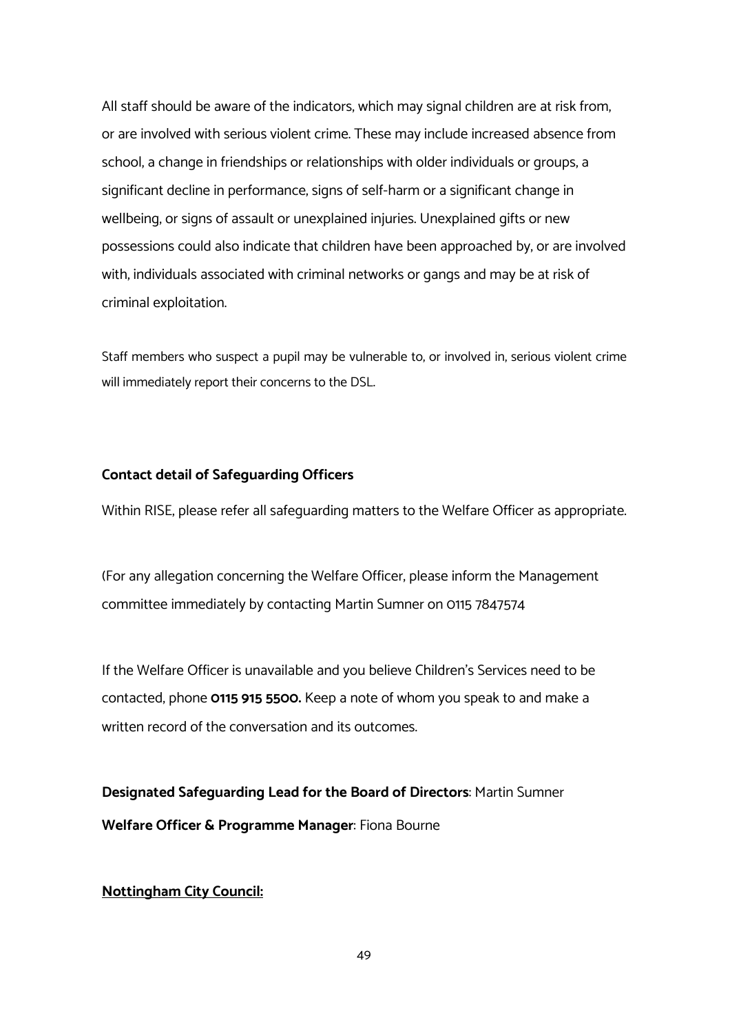All staff should be aware of the indicators, which may signal children are at risk from, or are involved with serious violent crime. These may include increased absence from school, a change in friendships or relationships with older individuals or groups, a significant decline in performance, signs of self-harm or a significant change in wellbeing, or signs of assault or unexplained injuries. Unexplained gifts or new possessions could also indicate that children have been approached by, or are involved with, individuals associated with criminal networks or gangs and may be at risk of criminal exploitation.

Staff members who suspect a pupil may be vulnerable to, or involved in, serious violent crime will immediately report their concerns to the DSL.

**Contact detail of Safeguarding Officers**

Within RISE, please refer all safeguarding matters to the Welfare Officer as appropriate.

(For any allegation concerning the Welfare Officer, please inform the Management committee immediately by contacting Martin Sumner on 0115 7847574

If the Welfare Officer is unavailable and you believe Children's Services need to be contacted, phone **0115 915 5500.** Keep a note of whom you speak to and make a written record of the conversation and its outcomes.

**Designated Safeguarding Lead for the Board of Directors**: Martin Sumner

**Welfare Officer & Programme Manager**: Fiona Bourne

**Nottingham City Council:**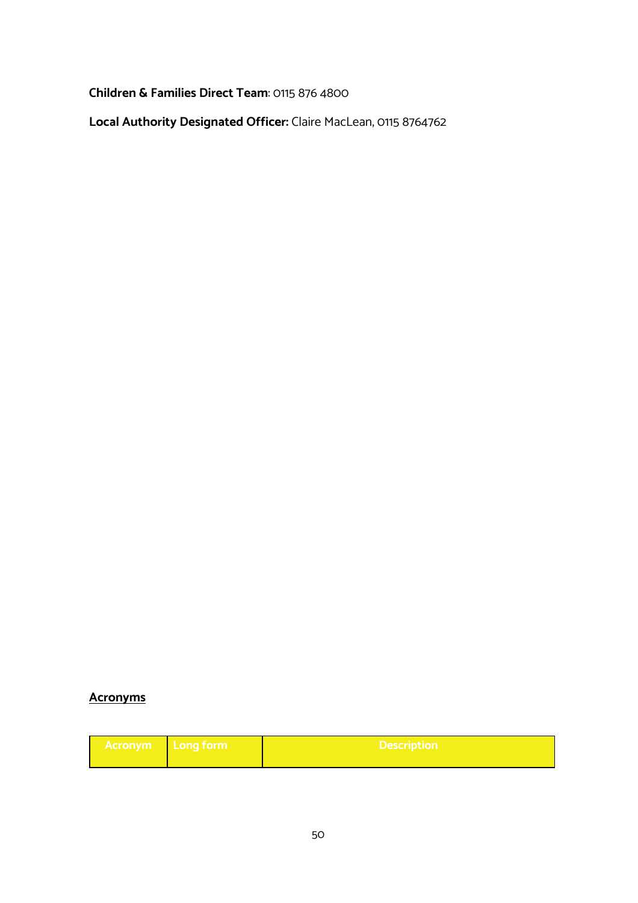**Children & Families Direct Team**: 0115 876 4800

**Local Authority Designated Officer:** Claire MacLean, 0115 8764762

## Acronyms

| Acronym | Long form | Description |
| --- | --- | --- |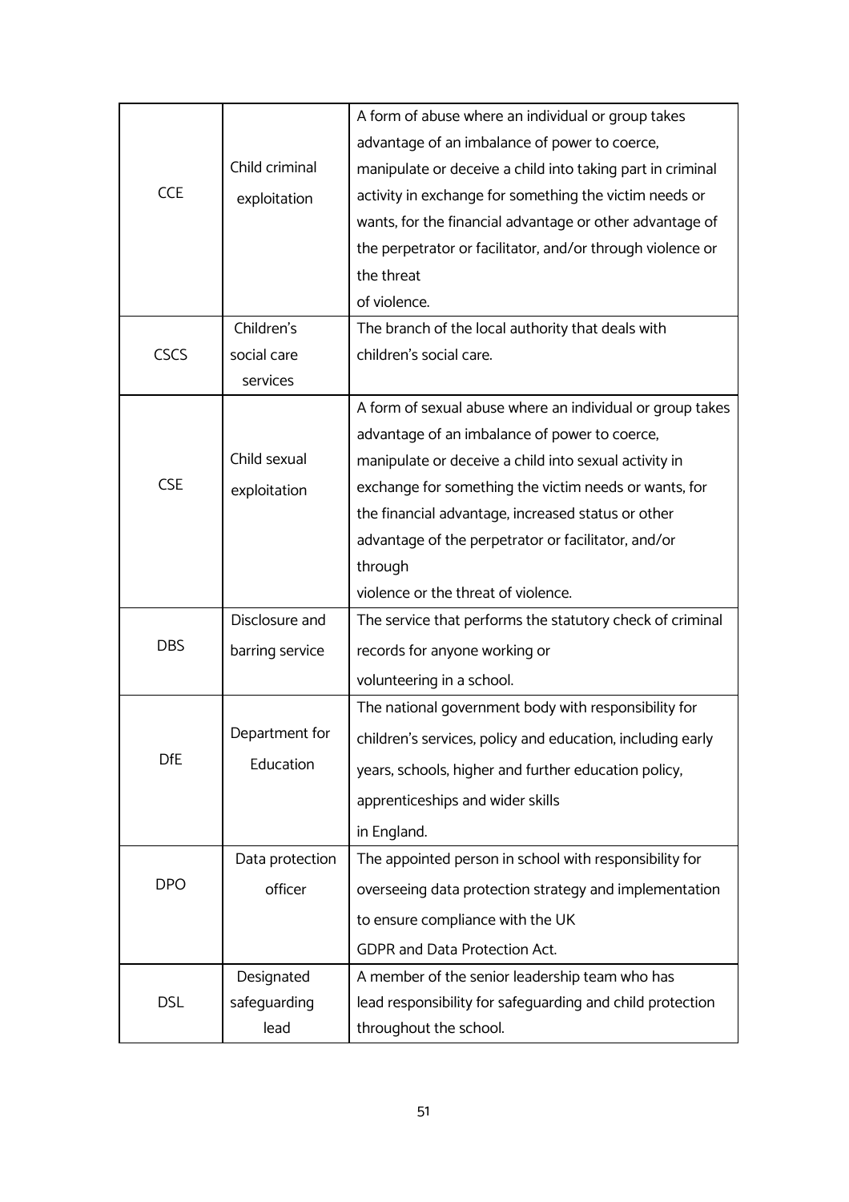| CCE | Child criminal exploitation | A form of abuse where an individual or group takes advantage of an imbalance of power to coerce, manipulate or deceive a child into taking part in criminal activity in exchange for something the victim needs or wants, for the financial advantage or other advantage of the perpetrator or facilitator, and/or through violence or the threat of violence. |
|---|---|---|
| CSCS | Children's social care services | The branch of the local authority that deals with children's social care. |
| CSE | Child sexual exploitation | A form of sexual abuse where an individual or group takes advantage of an imbalance of power to coerce, manipulate or deceive a child into sexual activity in exchange for something the victim needs or wants, for the financial advantage, increased status or other advantage of the perpetrator or facilitator, and/or through violence or the threat of violence. |
| DBS | Disclosure and barring service | The service that performs the statutory check of criminal records for anyone working or volunteering in a school. |
| DfE | Department for Education | The national government body with responsibility for children's services, policy and education, including early years, schools, higher and further education policy, apprenticeships and wider skills in England. |
| DPO | Data protection officer | The appointed person in school with responsibility for overseeing data protection strategy and implementation to ensure compliance with the UK GDPR and Data Protection Act. |
| DSL | Designated safeguarding lead | A member of the senior leadership team who has lead responsibility for safeguarding and child protection throughout the school. |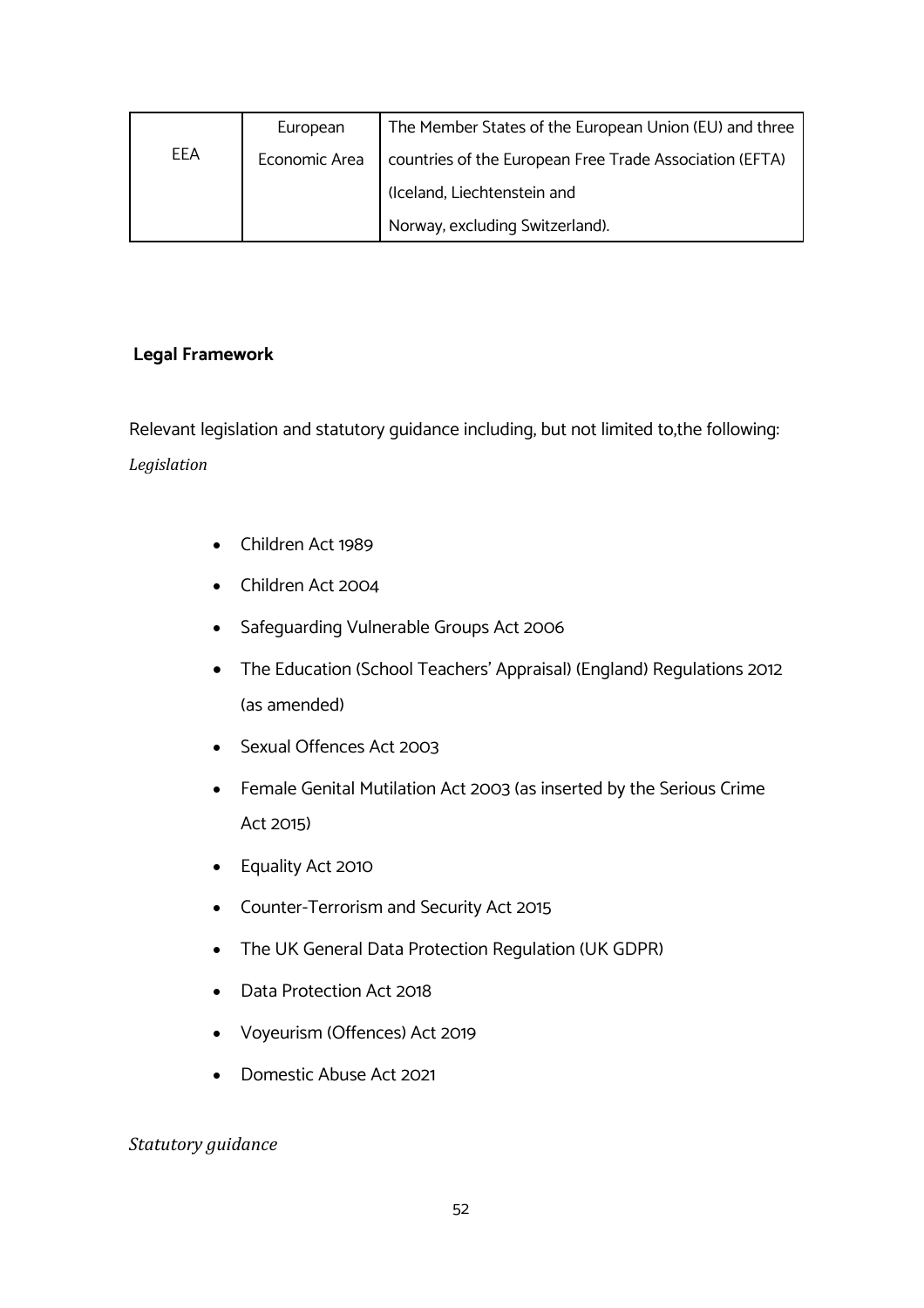| EEA | European Economic Area | The Member States of the European Union (EU) and three countries of the European Free Trade Association (EFTA) (Iceland, Liechtenstein and Norway, excluding Switzerland). |
|---|---|---|

**Legal Framework**

Relevant legislation and statutory guidance including, but not limited to,the following:

*Legislation*

- Children Act 1989
- Children Act 2004
- Safeguarding Vulnerable Groups Act 2006
- The Education (School Teachers' Appraisal) (England) Regulations 2012 (as amended)
- Sexual Offences Act 2003
- Female Genital Mutilation Act 2003 (as inserted by the Serious Crime Act 2015)
- Equality Act 2010
- Counter-Terrorism and Security Act 2015
- The UK General Data Protection Regulation (UK GDPR)
- Data Protection Act 2018
- Voyeurism (Offences) Act 2019
- Domestic Abuse Act 2021

*Statutory guidance*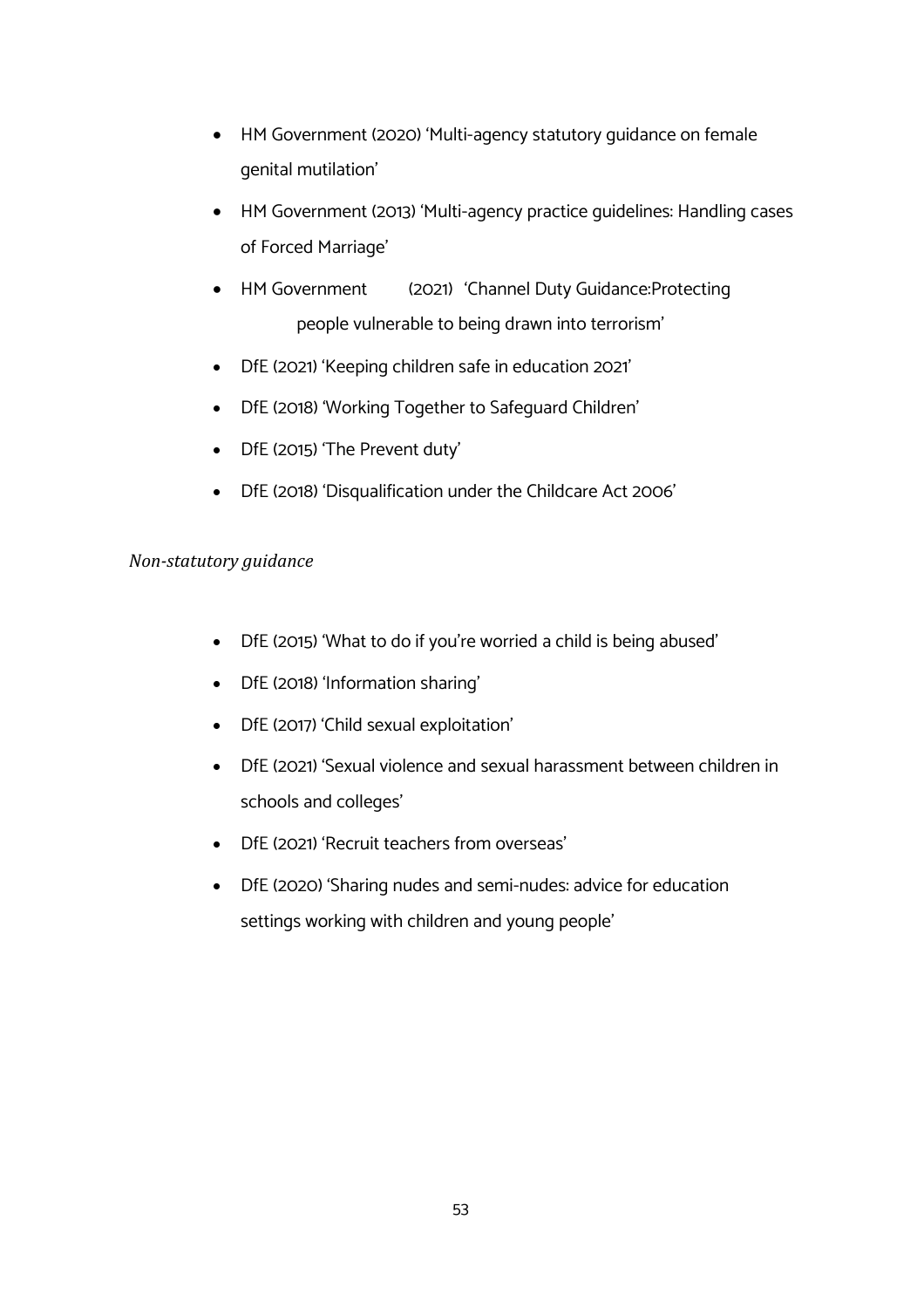- HM Government (2020) 'Multi-agency statutory guidance on female genital mutilation'
- HM Government (2013) 'Multi-agency practice guidelines: Handling cases of Forced Marriage'
- HM Government (2021) 'Channel Duty Guidance:Protecting people vulnerable to being drawn into terrorism'
- DfE (2021) 'Keeping children safe in education 2021'
- DfE (2018) 'Working Together to Safeguard Children'
- DfE (2015) 'The Prevent duty'
- DfE (2018) 'Disqualification under the Childcare Act 2006'

*Non-statutory guidance*

- DfE (2015) 'What to do if you're worried a child is being abused'
- DfE (2018) 'Information sharing'
- DfE (2017) 'Child sexual exploitation'
- DfE (2021) 'Sexual violence and sexual harassment between children in schools and colleges'
- DfE (2021) 'Recruit teachers from overseas'
- DfE (2020) 'Sharing nudes and semi-nudes: advice for education settings working with children and young people'